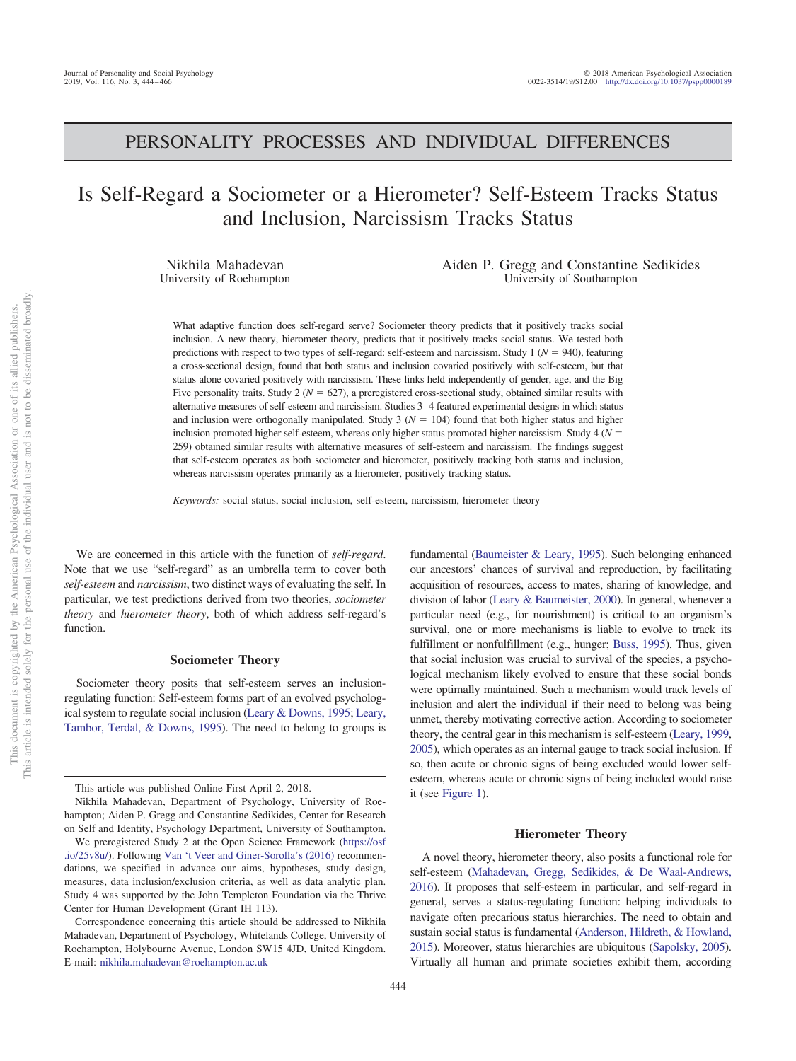# PERSONALITY PROCESSES AND INDIVIDUAL DIFFERENCES

# Is Self-Regard a Sociometer or a Hierometer? Self-Esteem Tracks Status and Inclusion, Narcissism Tracks Status

Nikhila Mahadevan
University of Roehampton

Aiden P. Gregg and Constantine Sedikides
University of Southampton

What adaptive function does self-regard serve? Sociometer theory predicts that it positively tracks social inclusion. A new theory, hierometer theory, predicts that it positively tracks social status. We tested both predictions with respect to two types of self-regard: self-esteem and narcissism. Study 1 ($N = 940$), featuring a cross-sectional design, found that both status and inclusion covaried positively with self-esteem, but that status alone covaried positively with narcissism. These links held independently of gender, age, and the Big Five personality traits. Study 2 ($N = 627$), a preregistered cross-sectional study, obtained similar results with alternative measures of self-esteem and narcissism. Studies 3–4 featured experimental designs in which status and inclusion were orthogonally manipulated. Study 3 ($N = 104$) found that both higher status and higher inclusion promoted higher self-esteem, whereas only higher status promoted higher narcissism. Study 4 ($N = 259$) obtained similar results with alternative measures of self-esteem and narcissism. The findings suggest that self-esteem operates as both sociometer and hierometer, positively tracking both status and inclusion, whereas narcissism operates primarily as a hierometer, positively tracking status.

*Keywords:* social status, social inclusion, self-esteem, narcissism, hierometer theory

We are concerned in this article with the function of *self-regard*. Note that we use "self-regard" as an umbrella term to cover both *self-esteem* and *narcissism*, two distinct ways of evaluating the self. In particular, we test predictions derived from two theories, *sociometer theory* and *hierometer theory*, both of which address self-regard's function.

## Sociometer Theory

Sociometer theory posits that self-esteem serves an inclusion-regulating function: Self-esteem forms part of an evolved psychological system to regulate social inclusion (Leary & Downs, 1995; Leary, Tambor, Terdal, & Downs, 1995). The need to belong to groups is fundamental (Baumeister & Leary, 1995). Such belonging enhanced our ancestors' chances of survival and reproduction, by facilitating acquisition of resources, access to mates, sharing of knowledge, and division of labor (Leary & Baumeister, 2000). In general, whenever a particular need (e.g., for nourishment) is critical to an organism's survival, one or more mechanisms is liable to evolve to track its fulfillment or nonfulfillment (e.g., hunger; Buss, 1995). Thus, given that social inclusion was crucial to survival of the species, a psychological mechanism likely evolved to ensure that these social bonds were optimally maintained. Such a mechanism would track levels of inclusion and alert the individual if their need to belong was being unmet, thereby motivating corrective action. According to sociometer theory, the central gear in this mechanism is self-esteem (Leary, 1999, 2005), which operates as an internal gauge to track social inclusion. If so, then acute or chronic signs of being excluded would lower self-esteem, whereas acute or chronic signs of being included would raise it (see Figure 1).

## Hierometer Theory

A novel theory, hierometer theory, also posits a functional role for self-esteem (Mahadevan, Gregg, Sedikides, & De Waal-Andrews, 2016). It proposes that self-esteem in particular, and self-regard in general, serves a status-regulating function: helping individuals to navigate often precarious status hierarchies. The need to obtain and sustain social status is fundamental (Anderson, Hildreth, & Howland, 2015). Moreover, status hierarchies are ubiquitous (Sapolsky, 2005). Virtually all human and primate societies exhibit them, according

---

This article was published Online First April 2, 2018.

Nikhila Mahadevan, Department of Psychology, University of Roehampton; Aiden P. Gregg and Constantine Sedikides, Center for Research on Self and Identity, Psychology Department, University of Southampton.

We preregistered Study 2 at the Open Science Framework (https://osf.io/25v8u/). Following Van 't Veer and Giner-Sorolla's (2016) recommendations, we specified in advance our aims, hypotheses, study design, measures, data inclusion/exclusion criteria, as well as data analytic plan. Study 4 was supported by the John Templeton Foundation via the Thrive Center for Human Development (Grant IH 113).

Correspondence concerning this article should be addressed to Nikhila Mahadevan, Department of Psychology, Whitelands College, University of Roehampton, Holybourne Avenue, London SW15 4JD, United Kingdom. E-mail: nikhila.mahadevan@roehampton.ac.uk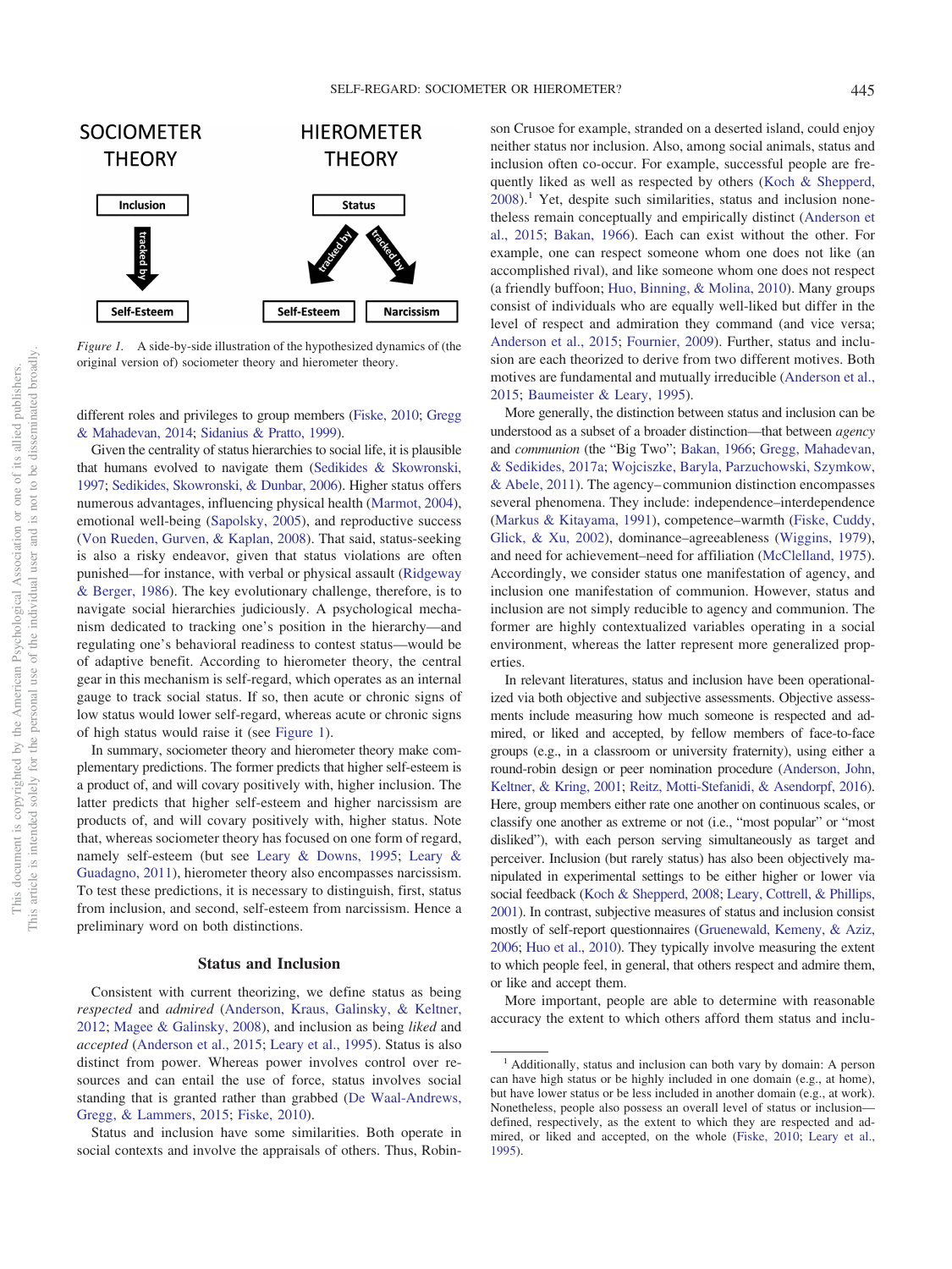SOCIOMETER THEORY

Inclusion → tracked by → Self-Esteem

HIEROMETER THEORY

Status → tracked by → Self-Esteem; Status → tracked by → Narcissism

*Figure 1.* A side-by-side illustration of the hypothesized dynamics of (the original version of) sociometer theory and hierometer theory.

different roles and privileges to group members (Fiske, 2010; Gregg & Mahadevan, 2014; Sidanius & Pratto, 1999).

Given the centrality of status hierarchies to social life, it is plausible that humans evolved to navigate them (Sedikides & Skowronski, 1997; Sedikides, Skowronski, & Dunbar, 2006). Higher status offers numerous advantages, influencing physical health (Marmot, 2004), emotional well-being (Sapolsky, 2005), and reproductive success (Von Rueden, Gurven, & Kaplan, 2008). That said, status-seeking is also a risky endeavor, given that status violations are often punished—for instance, with verbal or physical assault (Ridgeway & Berger, 1986). The key evolutionary challenge, therefore, is to navigate social hierarchies judiciously. A psychological mechanism dedicated to tracking one's position in the hierarchy—and regulating one's behavioral readiness to contest status—would be of adaptive benefit. According to hierometer theory, the central gear in this mechanism is self-regard, which operates as an internal gauge to track social status. If so, then acute or chronic signs of low status would lower self-regard, whereas acute or chronic signs of high status would raise it (see Figure 1).

In summary, sociometer theory and hierometer theory make complementary predictions. The former predicts that higher self-esteem is a product of, and will covary positively with, higher inclusion. The latter predicts that higher self-esteem and higher narcissism are products of, and will covary positively with, higher status. Note that, whereas sociometer theory has focused on one form of regard, namely self-esteem (but see Leary & Downs, 1995; Leary & Guadagno, 2011), hierometer theory also encompasses narcissism. To test these predictions, it is necessary to distinguish, first, status from inclusion, and second, self-esteem from narcissism. Hence a preliminary word on both distinctions.

## Status and Inclusion

Consistent with current theorizing, we define status as being *respected* and *admired* (Anderson, Kraus, Galinsky, & Keltner, 2012; Magee & Galinsky, 2008), and inclusion as being *liked* and *accepted* (Anderson et al., 2015; Leary et al., 1995). Status is also distinct from power. Whereas power involves control over resources and can entail the use of force, status involves social standing that is granted rather than grabbed (De Waal-Andrews, Gregg, & Lammers, 2015; Fiske, 2010).

Status and inclusion have some similarities. Both operate in social contexts and involve the appraisals of others. Thus, Robinson Crusoe for example, stranded on a deserted island, could enjoy neither status nor inclusion. Also, among social animals, status and inclusion often co-occur. For example, successful people are frequently liked as well as respected by others (Koch & Shepperd, 2008).[1] Yet, despite such similarities, status and inclusion nonetheless remain conceptually and empirically distinct (Anderson et al., 2015; Bakan, 1966). Each can exist without the other. For example, one can respect someone whom one does not like (an accomplished rival), and like someone whom one does not respect (a friendly buffoon; Huo, Binning, & Molina, 2010). Many groups consist of individuals who are equally well-liked but differ in the level of respect and admiration they command (and vice versa; Anderson et al., 2015; Fournier, 2009). Further, status and inclusion are each theorized to derive from two different motives. Both motives are fundamental and mutually irreducible (Anderson et al., 2015; Baumeister & Leary, 1995).

More generally, the distinction between status and inclusion can be understood as a subset of a broader distinction—that between *agency* and *communion* (the "Big Two"; Bakan, 1966; Gregg, Mahadevan, & Sedikides, 2017a; Wojciszke, Baryla, Parzuchowski, Szymkow, & Abele, 2011). The agency–communion distinction encompasses several phenomena. They include: independence–interdependence (Markus & Kitayama, 1991), competence–warmth (Fiske, Cuddy, Glick, & Xu, 2002), dominance–agreeableness (Wiggins, 1979), and need for achievement–need for affiliation (McClelland, 1975). Accordingly, we consider status one manifestation of agency, and inclusion one manifestation of communion. However, status and inclusion are not simply reducible to agency and communion. The former are highly contextualized variables operating in a social environment, whereas the latter represent more generalized properties.

In relevant literatures, status and inclusion have been operationalized via both objective and subjective assessments. Objective assessments include measuring how much someone is respected and admired, or liked and accepted, by fellow members of face-to-face groups (e.g., in a classroom or university fraternity), using either a round-robin design or peer nomination procedure (Anderson, John, Keltner, & Kring, 2001; Reitz, Motti-Stefanidi, & Asendorpf, 2016). Here, group members either rate one another on continuous scales, or classify one another as extreme or not (i.e., "most popular" or "most disliked"), with each person serving simultaneously as target and perceiver. Inclusion (but rarely status) has also been objectively manipulated in experimental settings to be either higher or lower via social feedback (Koch & Shepperd, 2008; Leary, Cottrell, & Phillips, 2001). In contrast, subjective measures of status and inclusion consist mostly of self-report questionnaires (Gruenewald, Kemeny, & Aziz, 2006; Huo et al., 2010). They typically involve measuring the extent to which people feel, in general, that others respect and admire them, or like and accept them.

More important, people are able to determine with reasonable accuracy the extent to which others afford them status and inclu-

[1] Additionally, status and inclusion can both vary by domain: A person can have high status or be highly included in one domain (e.g., at home), but have lower status or be less included in another domain (e.g., at work). Nonetheless, people also possess an overall level of status or inclusion—defined, respectively, as the extent to which they are respected and admired, or liked and accepted, on the whole (Fiske, 2010; Leary et al., 1995).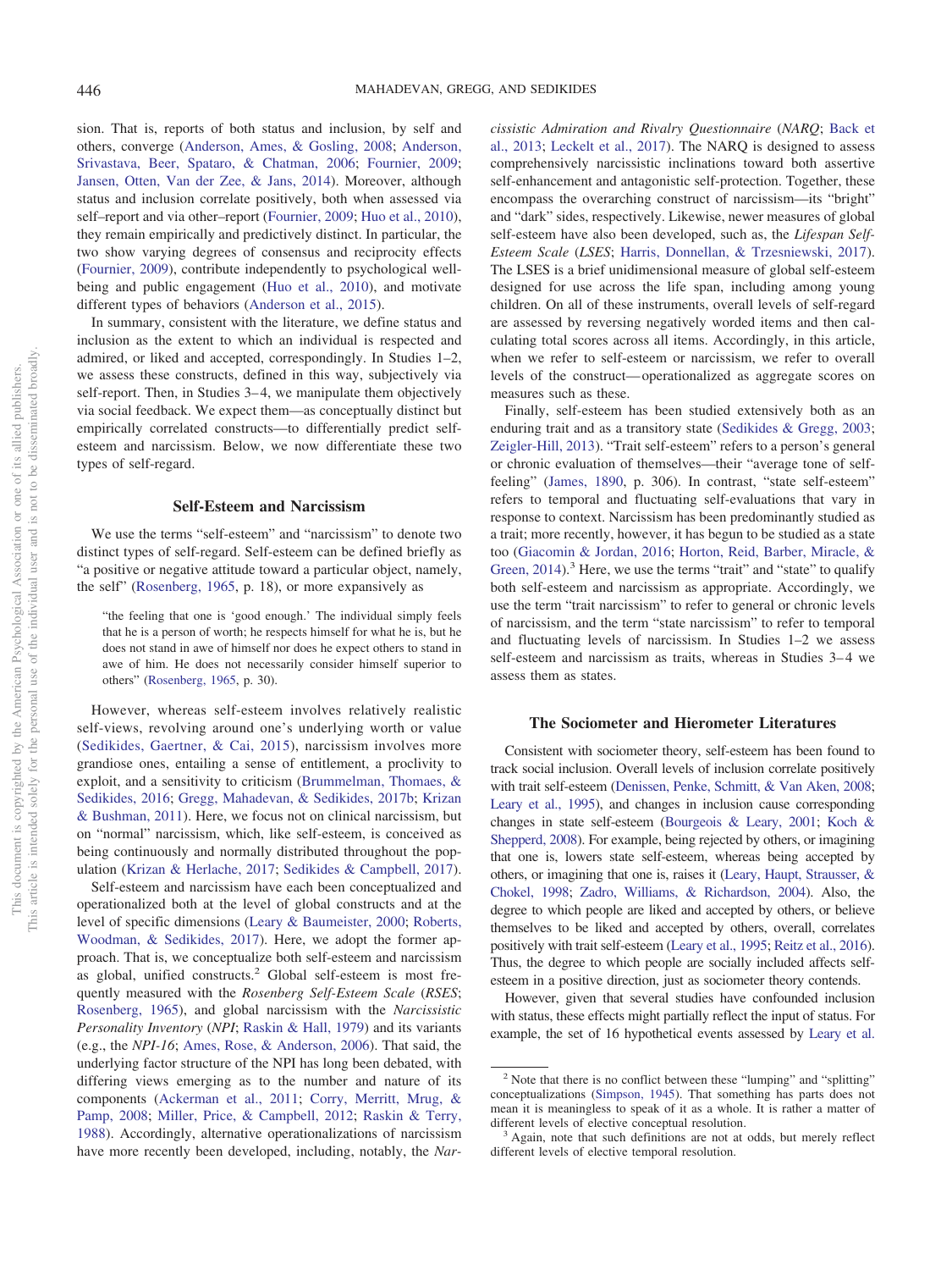sion. That is, reports of both status and inclusion, by self and others, converge (Anderson, Ames, & Gosling, 2008; Anderson, Srivastava, Beer, Spataro, & Chatman, 2006; Fournier, 2009; Jansen, Otten, Van der Zee, & Jans, 2014). Moreover, although status and inclusion correlate positively, both when assessed via self–report and via other–report (Fournier, 2009; Huo et al., 2010), they remain empirically and predictively distinct. In particular, the two show varying degrees of consensus and reciprocity effects (Fournier, 2009), contribute independently to psychological well-being and public engagement (Huo et al., 2010), and motivate different types of behaviors (Anderson et al., 2015).

In summary, consistent with the literature, we define status and inclusion as the extent to which an individual is respected and admired, or liked and accepted, correspondingly. In Studies 1–2, we assess these constructs, defined in this way, subjectively via self-report. Then, in Studies 3–4, we manipulate them objectively via social feedback. We expect them—as conceptually distinct but empirically correlated constructs—to differentially predict self-esteem and narcissism. Below, we now differentiate these two types of self-regard.

## Self-Esteem and Narcissism

We use the terms "self-esteem" and "narcissism" to denote two distinct types of self-regard. Self-esteem can be defined briefly as "a positive or negative attitude toward a particular object, namely, the self" (Rosenberg, 1965, p. 18), or more expansively as

> "the feeling that one is 'good enough.' The individual simply feels that he is a person of worth; he respects himself for what he is, but he does not stand in awe of himself nor does he expect others to stand in awe of him. He does not necessarily consider himself superior to others" (Rosenberg, 1965, p. 30).

However, whereas self-esteem involves relatively realistic self-views, revolving around one's underlying worth or value (Sedikides, Gaertner, & Cai, 2015), narcissism involves more grandiose ones, entailing a sense of entitlement, a proclivity to exploit, and a sensitivity to criticism (Brummelman, Thomaes, & Sedikides, 2016; Gregg, Mahadevan, & Sedikides, 2017b; Krizan & Bushman, 2011). Here, we focus not on clinical narcissism, but on "normal" narcissism, which, like self-esteem, is conceived as being continuously and normally distributed throughout the population (Krizan & Herlache, 2017; Sedikides & Campbell, 2017).

Self-esteem and narcissism have each been conceptualized and operationalized both at the level of global constructs and at the level of specific dimensions (Leary & Baumeister, 2000; Roberts, Woodman, & Sedikides, 2017). Here, we adopt the former approach. That is, we conceptualize both self-esteem and narcissism as global, unified constructs.[2] Global self-esteem is most frequently measured with the *Rosenberg Self-Esteem Scale* (*RSES*; Rosenberg, 1965), and global narcissism with the *Narcissistic Personality Inventory* (*NPI*; Raskin & Hall, 1979) and its variants (e.g., the *NPI-16*; Ames, Rose, & Anderson, 2006). That said, the underlying factor structure of the NPI has long been debated, with differing views emerging as to the number and nature of its components (Ackerman et al., 2011; Corry, Merritt, Mrug, & Pamp, 2008; Miller, Price, & Campbell, 2012; Raskin & Terry, 1988). Accordingly, alternative operationalizations of narcissism have more recently been developed, including, notably, the *Narcissistic Admiration and Rivalry Questionnaire* (*NARQ*; Back et al., 2013; Leckelt et al., 2017). The NARQ is designed to assess comprehensively narcissistic inclinations toward both assertive self-enhancement and antagonistic self-protection. Together, these encompass the overarching construct of narcissism—its "bright" and "dark" sides, respectively. Likewise, newer measures of global self-esteem have also been developed, such as, the *Lifespan Self-Esteem Scale* (*LSES*; Harris, Donnellan, & Trzesniewski, 2017). The LSES is a brief unidimensional measure of global self-esteem designed for use across the life span, including among young children. On all of these instruments, overall levels of self-regard are assessed by reversing negatively worded items and then calculating total scores across all items. Accordingly, in this article, when we refer to self-esteem or narcissism, we refer to overall levels of the construct—operationalized as aggregate scores on measures such as these.

Finally, self-esteem has been studied extensively both as an enduring trait and as a transitory state (Sedikides & Gregg, 2003; Zeigler-Hill, 2013). "Trait self-esteem" refers to a person's general or chronic evaluation of themselves—their "average tone of self-feeling" (James, 1890, p. 306). In contrast, "state self-esteem" refers to temporal and fluctuating self-evaluations that vary in response to context. Narcissism has been predominantly studied as a trait; more recently, however, it has begun to be studied as a state too (Giacomin & Jordan, 2016; Horton, Reid, Barber, Miracle, & Green, 2014).[3] Here, we use the terms "trait" and "state" to qualify both self-esteem and narcissism as appropriate. Accordingly, we use the term "trait narcissism" to refer to general or chronic levels of narcissism, and the term "state narcissism" to refer to temporal and fluctuating levels of narcissism. In Studies 1–2 we assess self-esteem and narcissism as traits, whereas in Studies 3–4 we assess them as states.

## The Sociometer and Hierometer Literatures

Consistent with sociometer theory, self-esteem has been found to track social inclusion. Overall levels of inclusion correlate positively with trait self-esteem (Denissen, Penke, Schmitt, & Van Aken, 2008; Leary et al., 1995), and changes in inclusion cause corresponding changes in state self-esteem (Bourgeois & Leary, 2001; Koch & Shepperd, 2008). For example, being rejected by others, or imagining that one is, lowers state self-esteem, whereas being accepted by others, or imagining that one is, raises it (Leary, Haupt, Strausser, & Chokel, 1998; Zadro, Williams, & Richardson, 2004). Also, the degree to which people are liked and accepted by others, or believe themselves to be liked and accepted by others, overall, correlates positively with trait self-esteem (Leary et al., 1995; Reitz et al., 2016). Thus, the degree to which people are socially included affects self-esteem in a positive direction, just as sociometer theory contends.

However, given that several studies have confounded inclusion with status, these effects might partially reflect the input of status. For example, the set of 16 hypothetical events assessed by Leary et al.

---

[2] Note that there is no conflict between these "lumping" and "splitting" conceptualizations (Simpson, 1945). That something has parts does not mean it is meaningless to speak of it as a whole. It is rather a matter of different levels of elective conceptual resolution.

[3] Again, note that such definitions are not at odds, but merely reflect different levels of elective temporal resolution.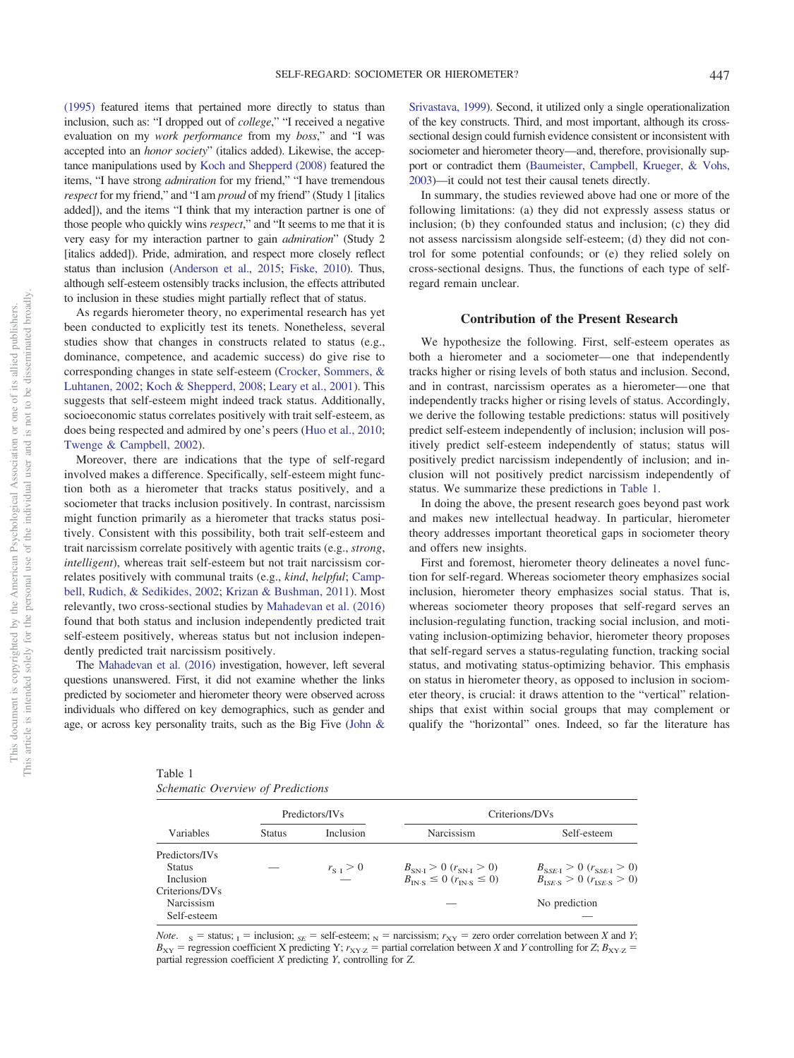(1995) featured items that pertained more directly to status than inclusion, such as: "I dropped out of *college*," "I received a negative evaluation on my *work performance* from my *boss*," and "I was accepted into an *honor society*" (italics added). Likewise, the acceptance manipulations used by Koch and Shepperd (2008) featured the items, "I have strong *admiration* for my friend," "I have tremendous *respect* for my friend," and "I am *proud* of my friend" (Study 1 [italics added]), and the items "I think that my interaction partner is one of those people who quickly wins *respect*," and "It seems to me that it is very easy for my interaction partner to gain *admiration*" (Study 2 [italics added]). Pride, admiration, and respect more closely reflect status than inclusion (Anderson et al., 2015; Fiske, 2010). Thus, although self-esteem ostensibly tracks inclusion, the effects attributed to inclusion in these studies might partially reflect that of status.

As regards hierometer theory, no experimental research has yet been conducted to explicitly test its tenets. Nonetheless, several studies show that changes in constructs related to status (e.g., dominance, competence, and academic success) do give rise to corresponding changes in state self-esteem (Crocker, Sommers, & Luhtanen, 2002; Koch & Shepperd, 2008; Leary et al., 2001). This suggests that self-esteem might indeed track status. Additionally, socioeconomic status correlates positively with trait self-esteem, as does being respected and admired by one's peers (Huo et al., 2010; Twenge & Campbell, 2002).

Moreover, there are indications that the type of self-regard involved makes a difference. Specifically, self-esteem might function both as a hierometer that tracks status positively, and a sociometer that tracks inclusion positively. In contrast, narcissism might function primarily as a hierometer that tracks status positively. Consistent with this possibility, both trait self-esteem and trait narcissism correlate positively with agentic traits (e.g., *strong*, *intelligent*), whereas trait self-esteem but not trait narcissism correlates positively with communal traits (e.g., *kind*, *helpful*; Campbell, Rudich, & Sedikides, 2002; Krizan & Bushman, 2011). Most relevantly, two cross-sectional studies by Mahadevan et al. (2016) found that both status and inclusion independently predicted trait self-esteem positively, whereas status but not inclusion independently predicted trait narcissism positively.

The Mahadevan et al. (2016) investigation, however, left several questions unanswered. First, it did not examine whether the links predicted by sociometer and hierometer theory were observed across individuals who differed on key demographics, such as gender and age, or across key personality traits, such as the Big Five (John & Srivastava, 1999). Second, it utilized only a single operationalization of the key constructs. Third, and most important, although its cross-sectional design could furnish evidence consistent or inconsistent with sociometer and hierometer theory—and, therefore, provisionally support or contradict them (Baumeister, Campbell, Krueger, & Vohs, 2003)—it could not test their causal tenets directly.

In summary, the studies reviewed above had one or more of the following limitations: (a) they did not expressly assess status or inclusion; (b) they confounded status and inclusion; (c) they did not assess narcissism alongside self-esteem; (d) they did not control for some potential confounds; or (e) they relied solely on cross-sectional designs. Thus, the functions of each type of self-regard remain unclear.

## Contribution of the Present Research

We hypothesize the following. First, self-esteem operates as both a hierometer and a sociometer—one that independently tracks higher or rising levels of both status and inclusion. Second, and in contrast, narcissism operates as a hierometer—one that independently tracks higher or rising levels of status. Accordingly, we derive the following testable predictions: status will positively predict self-esteem independently of inclusion; inclusion will positively predict self-esteem independently of status; status will positively predict narcissism independently of inclusion; and inclusion will not positively predict narcissism independently of status. We summarize these predictions in Table 1.

In doing the above, the present research goes beyond past work and makes new intellectual headway. In particular, hierometer theory addresses important theoretical gaps in sociometer theory and offers new insights.

First and foremost, hierometer theory delineates a novel function for self-regard. Whereas sociometer theory emphasizes social inclusion, hierometer theory emphasizes social status. That is, whereas sociometer theory proposes that self-regard serves an inclusion-regulating function, tracking social inclusion, and motivating inclusion-optimizing behavior, hierometer theory proposes that self-regard serves a status-regulating function, tracking social status, and motivating status-optimizing behavior. This emphasis on status in hierometer theory, as opposed to inclusion in sociometer theory, is crucial: it draws attention to the "vertical" relationships that exist within social groups that may complement or qualify the "horizontal" ones. Indeed, so far the literature has

Table 1
*Schematic Overview of Predictions*

| Variables | Predictors/IVs | | Criterions/DVs | |
|---|---|---|---|---|
| | Status | Inclusion | Narcissism | Self-esteem |
| Predictors/IVs | | | | |
| Status | — | $r_{S\ I} > 0$ | $B_{SN \cdot I} > 0$ ($r_{SN \cdot I} > 0$) | $B_{SSE \cdot I} > 0$ ($r_{SSE \cdot I} > 0$) |
| Inclusion | | — | $B_{IN \cdot S} \leq 0$ ($r_{IN \cdot S} \leq 0$) | $B_{ISE \cdot S} > 0$ ($r_{ISE \cdot S} > 0$) |
| Criterions/DVs | | | | |
| Narcissism | | | — | No prediction |
| Self-esteem | | | | — |

*Note*. $_S$ = status; $_I$ = inclusion; $_{SE}$ = self-esteem; $_N$ = narcissism; $r_{XY}$ = zero order correlation between $X$ and $Y$; $B_{XY}$ = regression coefficient X predicting Y; $r_{XY \cdot Z}$ = partial correlation between $X$ and $Y$ controlling for $Z$; $B_{XY \cdot Z}$ = partial regression coefficient $X$ predicting $Y$, controlling for $Z$.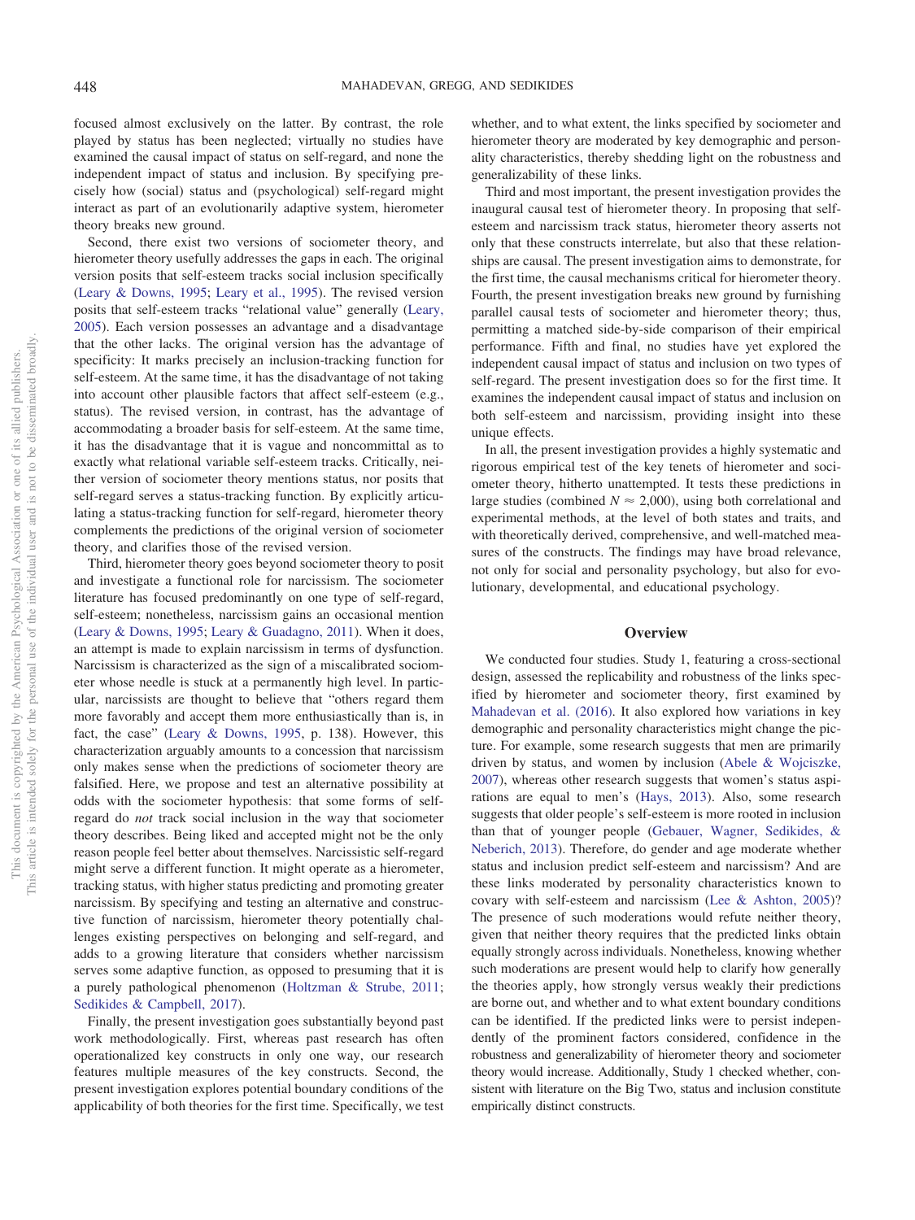focused almost exclusively on the latter. By contrast, the role played by status has been neglected; virtually no studies have examined the causal impact of status on self-regard, and none the independent impact of status and inclusion. By specifying precisely how (social) status and (psychological) self-regard might interact as part of an evolutionarily adaptive system, hierometer theory breaks new ground.

Second, there exist two versions of sociometer theory, and hierometer theory usefully addresses the gaps in each. The original version posits that self-esteem tracks social inclusion specifically (Leary & Downs, 1995; Leary et al., 1995). The revised version posits that self-esteem tracks "relational value" generally (Leary, 2005). Each version possesses an advantage and a disadvantage that the other lacks. The original version has the advantage of specificity: It marks precisely an inclusion-tracking function for self-esteem. At the same time, it has the disadvantage of not taking into account other plausible factors that affect self-esteem (e.g., status). The revised version, in contrast, has the advantage of accommodating a broader basis for self-esteem. At the same time, it has the disadvantage that it is vague and noncommittal as to exactly what relational variable self-esteem tracks. Critically, neither version of sociometer theory mentions status, nor posits that self-regard serves a status-tracking function. By explicitly articulating a status-tracking function for self-regard, hierometer theory complements the predictions of the original version of sociometer theory, and clarifies those of the revised version.

Third, hierometer theory goes beyond sociometer theory to posit and investigate a functional role for narcissism. The sociometer literature has focused predominantly on one type of self-regard, self-esteem; nonetheless, narcissism gains an occasional mention (Leary & Downs, 1995; Leary & Guadagno, 2011). When it does, an attempt is made to explain narcissism in terms of dysfunction. Narcissism is characterized as the sign of a miscalibrated sociometer whose needle is stuck at a permanently high level. In particular, narcissists are thought to believe that "others regard them more favorably and accept them more enthusiastically than is, in fact, the case" (Leary & Downs, 1995, p. 138). However, this characterization arguably amounts to a concession that narcissism only makes sense when the predictions of sociometer theory are falsified. Here, we propose and test an alternative possibility at odds with the sociometer hypothesis: that some forms of self-regard do *not* track social inclusion in the way that sociometer theory describes. Being liked and accepted might not be the only reason people feel better about themselves. Narcissistic self-regard might serve a different function. It might operate as a hierometer, tracking status, with higher status predicting and promoting greater narcissism. By specifying and testing an alternative and constructive function of narcissism, hierometer theory potentially challenges existing perspectives on belonging and self-regard, and adds to a growing literature that considers whether narcissism serves some adaptive function, as opposed to presuming that it is a purely pathological phenomenon (Holtzman & Strube, 2011; Sedikides & Campbell, 2017).

Finally, the present investigation goes substantially beyond past work methodologically. First, whereas past research has often operationalized key constructs in only one way, our research features multiple measures of the key constructs. Second, the present investigation explores potential boundary conditions of the applicability of both theories for the first time. Specifically, we test whether, and to what extent, the links specified by sociometer and hierometer theory are moderated by key demographic and personality characteristics, thereby shedding light on the robustness and generalizability of these links.

Third and most important, the present investigation provides the inaugural causal test of hierometer theory. In proposing that self-esteem and narcissism track status, hierometer theory asserts not only that these constructs interrelate, but also that these relationships are causal. The present investigation aims to demonstrate, for the first time, the causal mechanisms critical for hierometer theory. Fourth, the present investigation breaks new ground by furnishing parallel causal tests of sociometer and hierometer theory; thus, permitting a matched side-by-side comparison of their empirical performance. Fifth and final, no studies have yet explored the independent causal impact of status and inclusion on two types of self-regard. The present investigation does so for the first time. It examines the independent causal impact of status and inclusion on both self-esteem and narcissism, providing insight into these unique effects.

In all, the present investigation provides a highly systematic and rigorous empirical test of the key tenets of hierometer and sociometer theory, hitherto unattempted. It tests these predictions in large studies (combined $N \approx 2{,}000$), using both correlational and experimental methods, at the level of both states and traits, and with theoretically derived, comprehensive, and well-matched measures of the constructs. The findings may have broad relevance, not only for social and personality psychology, but also for evolutionary, developmental, and educational psychology.

## Overview

We conducted four studies. Study 1, featuring a cross-sectional design, assessed the replicability and robustness of the links specified by hierometer and sociometer theory, first examined by Mahadevan et al. (2016). It also explored how variations in key demographic and personality characteristics might change the picture. For example, some research suggests that men are primarily driven by status, and women by inclusion (Abele & Wojciszke, 2007), whereas other research suggests that women's status aspirations are equal to men's (Hays, 2013). Also, some research suggests that older people's self-esteem is more rooted in inclusion than that of younger people (Gebauer, Wagner, Sedikides, & Neberich, 2013). Therefore, do gender and age moderate whether status and inclusion predict self-esteem and narcissism? And are these links moderated by personality characteristics known to covary with self-esteem and narcissism (Lee & Ashton, 2005)? The presence of such moderations would refute neither theory, given that neither theory requires that the predicted links obtain equally strongly across individuals. Nonetheless, knowing whether such moderations are present would help to clarify how generally the theories apply, how strongly versus weakly their predictions are borne out, and whether and to what extent boundary conditions can be identified. If the predicted links were to persist independently of the prominent factors considered, confidence in the robustness and generalizability of hierometer theory and sociometer theory would increase. Additionally, Study 1 checked whether, consistent with literature on the Big Two, status and inclusion constitute empirically distinct constructs.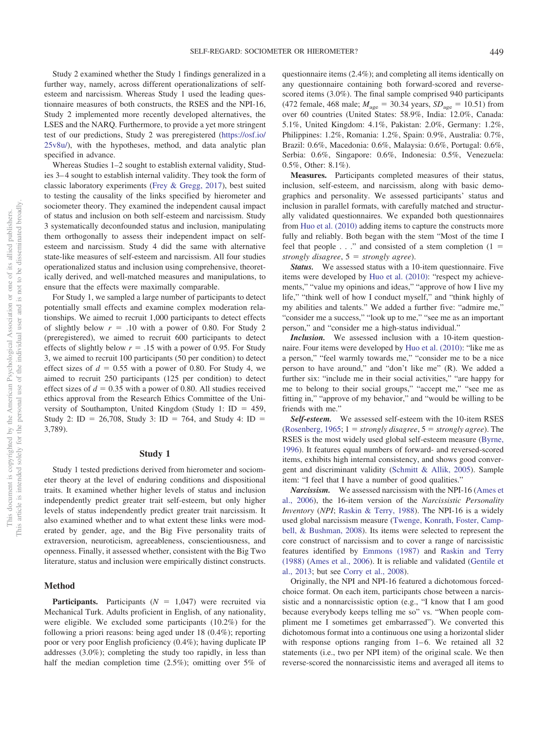Study 2 examined whether the Study 1 findings generalized in a further way, namely, across different operationalizations of self-esteem and narcissism. Whereas Study 1 used the leading questionnaire measures of both constructs, the RSES and the NPI-16, Study 2 implemented more recently developed alternatives, the LSES and the NARQ. Furthermore, to provide a yet more stringent test of our predictions, Study 2 was preregistered (https://osf.io/25v8u/), with the hypotheses, method, and data analytic plan specified in advance.

Whereas Studies 1–2 sought to establish external validity, Studies 3–4 sought to establish internal validity. They took the form of classic laboratory experiments (Frey & Gregg, 2017), best suited to testing the causality of the links specified by hierometer and sociometer theory. They examined the independent causal impact of status and inclusion on both self-esteem and narcissism. Study 3 systematically deconfounded status and inclusion, manipulating them orthogonally to assess their independent impact on self-esteem and narcissism. Study 4 did the same with alternative state-like measures of self-esteem and narcissism. All four studies operationalized status and inclusion using comprehensive, theoretically derived, and well-matched measures and manipulations, to ensure that the effects were maximally comparable.

For Study 1, we sampled a large number of participants to detect potentially small effects and examine complex moderation relationships. We aimed to recruit 1,000 participants to detect effects of slightly below $r = .10$ with a power of 0.80. For Study 2 (preregistered), we aimed to recruit 600 participants to detect effects of slightly below $r = .15$ with a power of 0.95. For Study 3, we aimed to recruit 100 participants (50 per condition) to detect effect sizes of $d = 0.55$ with a power of 0.80. For Study 4, we aimed to recruit 250 participants (125 per condition) to detect effect sizes of $d = 0.35$ with a power of 0.80. All studies received ethics approval from the Research Ethics Committee of the University of Southampton, United Kingdom (Study 1: ID = 459, Study 2: ID = 26,708, Study 3: ID = 764, and Study 4: ID = 3,789).

## Study 1

Study 1 tested predictions derived from hierometer and sociometer theory at the level of enduring conditions and dispositional traits. It examined whether higher levels of status and inclusion independently predict greater trait self-esteem, but only higher levels of status independently predict greater trait narcissism. It also examined whether and to what extent these links were moderated by gender, age, and the Big Five personality traits of extraversion, neuroticism, agreeableness, conscientiousness, and openness. Finally, it assessed whether, consistent with the Big Two literature, status and inclusion were empirically distinct constructs.

### Method

**Participants.** Participants ($N = 1,047$) were recruited via Mechanical Turk. Adults proficient in English, of any nationality, were eligible. We excluded some participants (10.2%) for the following a priori reasons: being aged under 18 (0.4%); reporting poor or very poor English proficiency (0.4%); having duplicate IP addresses (3.0%); completing the study too rapidly, in less than half the median completion time (2.5%); omitting over 5% of questionnaire items (2.4%); and completing all items identically on any questionnaire containing both forward-scored and reverse-scored items (3.0%). The final sample comprised 940 participants (472 female, 468 male; $M_{age} = 30.34$ years, $SD_{age} = 10.51$) from over 60 countries (United States: 58.9%, India: 12.0%, Canada: 5.1%, United Kingdom: 4.1%, Pakistan: 2.0%, Germany: 1.2%, Philippines: 1.2%, Romania: 1.2%, Spain: 0.9%, Australia: 0.7%, Brazil: 0.6%, Macedonia: 0.6%, Malaysia: 0.6%, Portugal: 0.6%, Serbia: 0.6%, Singapore: 0.6%, Indonesia: 0.5%, Venezuela: 0.5%, Other: 8.1%).

**Measures.** Participants completed measures of their status, inclusion, self-esteem, and narcissism, along with basic demographics and personality. We assessed participants' status and inclusion in parallel formats, with carefully matched and structurally validated questionnaires. We expanded both questionnaires from Huo et al. (2010) adding items to capture the constructs more fully and reliably. Both began with the stem "Most of the time I feel that people . . ." and consisted of a stem completion (1 = *strongly disagree*, 5 = *strongly agree*).

***Status.*** We assessed status with a 10-item questionnaire. Five items were developed by Huo et al. (2010): "respect my achievements," "value my opinions and ideas," "approve of how I live my life," "think well of how I conduct myself," and "think highly of my abilities and talents." We added a further five: "admire me," "consider me a success," "look up to me," "see me as an important person," and "consider me a high-status individual."

***Inclusion.*** We assessed inclusion with a 10-item questionnaire. Four items were developed by Huo et al. (2010): "like me as a person," "feel warmly towards me," "consider me to be a nice person to have around," and "don't like me" (R). We added a further six: "include me in their social activities," "are happy for me to belong to their social groups," "accept me," "see me as fitting in," "approve of my behavior," and "would be willing to be friends with me."

***Self-esteem.*** We assessed self-esteem with the 10-item RSES (Rosenberg, 1965; 1 = *strongly disagree*, 5 = *strongly agree*). The RSES is the most widely used global self-esteem measure (Byrne, 1996). It features equal numbers of forward- and reversed-scored items, exhibits high internal consistency, and shows good convergent and discriminant validity (Schmitt & Allik, 2005). Sample item: "I feel that I have a number of good qualities."

***Narcissism.*** We assessed narcissism with the NPI-16 (Ames et al., 2006), the 16-item version of the *Narcissistic Personality Inventory* (*NPI*; Raskin & Terry, 1988). The NPI-16 is a widely used global narcissism measure (Twenge, Konrath, Foster, Campbell, & Bushman, 2008). Its items were selected to represent the core construct of narcissism and to cover a range of narcissistic features identified by Emmons (1987) and Raskin and Terry (1988) (Ames et al., 2006). It is reliable and validated (Gentile et al., 2013; but see Corry et al., 2008).

Originally, the NPI and NPI-16 featured a dichotomous forced-choice format. On each item, participants chose between a narcissistic and a nonnarcissistic option (e.g., "I know that I am good because everybody keeps telling me so" vs. "When people compliment me I sometimes get embarrassed"). We converted this dichotomous format into a continuous one using a horizontal slider with response options ranging from 1–6. We retained all 32 statements (i.e., two per NPI item) of the original scale. We then reverse-scored the nonnarcissistic items and averaged all items to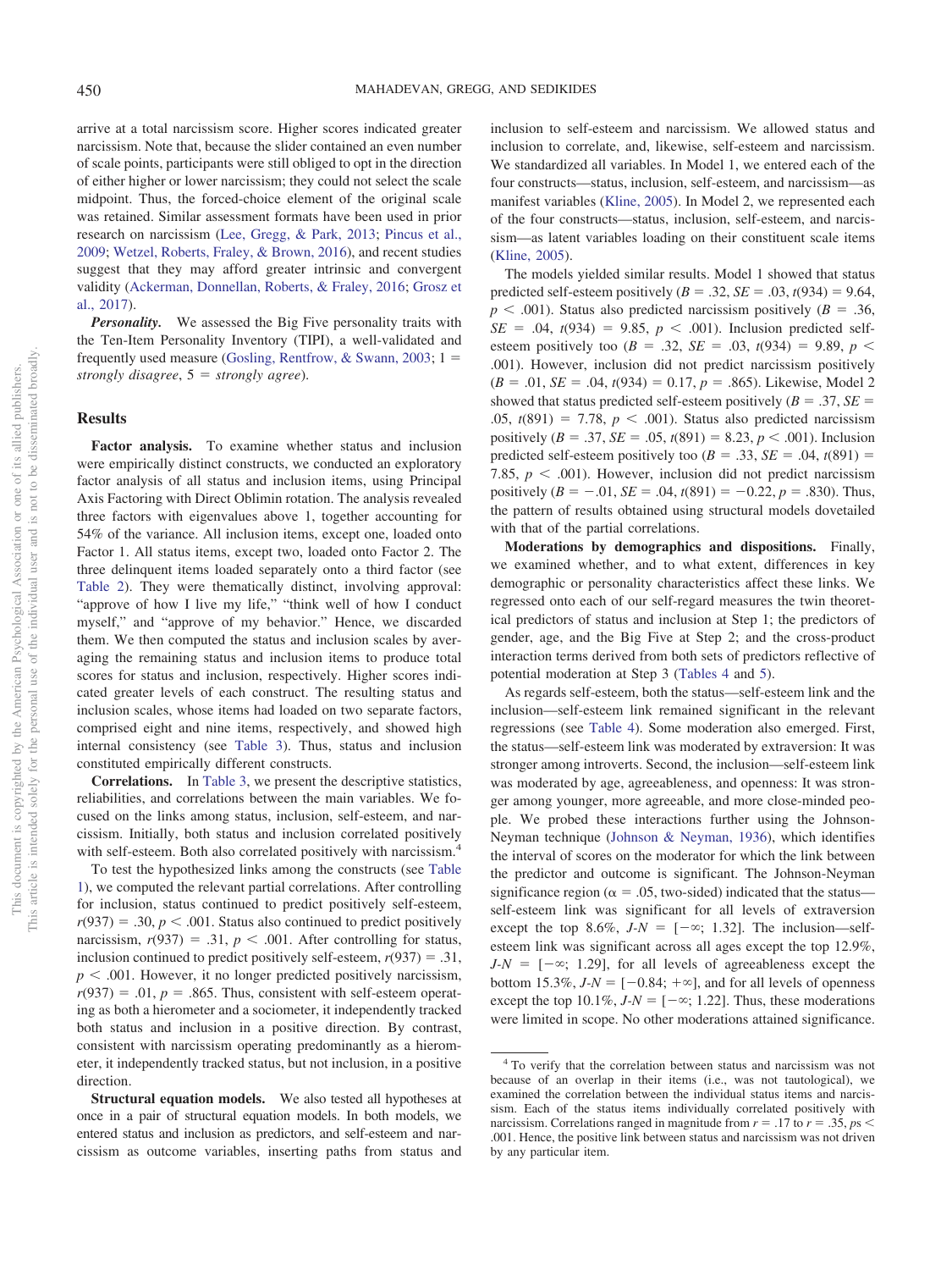arrive at a total narcissism score. Higher scores indicated greater narcissism. Note that, because the slider contained an even number of scale points, participants were still obliged to opt in the direction of either higher or lower narcissism; they could not select the scale midpoint. Thus, the forced-choice element of the original scale was retained. Similar assessment formats have been used in prior research on narcissism (Lee, Gregg, & Park, 2013; Pincus et al., 2009; Wetzel, Roberts, Fraley, & Brown, 2016), and recent studies suggest that they may afford greater intrinsic and convergent validity (Ackerman, Donnellan, Roberts, & Fraley, 2016; Grosz et al., 2017).

***Personality.*** We assessed the Big Five personality traits with the Ten-Item Personality Inventory (TIPI), a well-validated and frequently used measure (Gosling, Rentfrow, & Swann, 2003; 1 = *strongly disagree*, 5 = *strongly agree*).

## Results

**Factor analysis.** To examine whether status and inclusion were empirically distinct constructs, we conducted an exploratory factor analysis of all status and inclusion items, using Principal Axis Factoring with Direct Oblimin rotation. The analysis revealed three factors with eigenvalues above 1, together accounting for 54% of the variance. All inclusion items, except one, loaded onto Factor 1. All status items, except two, loaded onto Factor 2. The three delinquent items loaded separately onto a third factor (see Table 2). They were thematically distinct, involving approval: "approve of how I live my life," "think well of how I conduct myself," and "approve of my behavior." Hence, we discarded them. We then computed the status and inclusion scales by averaging the remaining status and inclusion items to produce total scores for status and inclusion, respectively. Higher scores indicated greater levels of each construct. The resulting status and inclusion scales, whose items had loaded on two separate factors, comprised eight and nine items, respectively, and showed high internal consistency (see Table 3). Thus, status and inclusion constituted empirically different constructs.

**Correlations.** In Table 3, we present the descriptive statistics, reliabilities, and correlations between the main variables. We focused on the links among status, inclusion, self-esteem, and narcissism. Initially, both status and inclusion correlated positively with self-esteem. Both also correlated positively with narcissism.[4]

To test the hypothesized links among the constructs (see Table 1), we computed the relevant partial correlations. After controlling for inclusion, status continued to predict positively self-esteem, $r(937) = .30$, $p < .001$. Status also continued to predict positively narcissism, $r(937) = .31$, $p < .001$. After controlling for status, inclusion continued to predict positively self-esteem, $r(937) = .31$, $p < .001$. However, it no longer predicted positively narcissism, $r(937) = .01$, $p = .865$. Thus, consistent with self-esteem operating as both a hierometer and a sociometer, it independently tracked both status and inclusion in a positive direction. By contrast, consistent with narcissism operating predominantly as a hierometer, it independently tracked status, but not inclusion, in a positive direction.

**Structural equation models.** We also tested all hypotheses at once in a pair of structural equation models. In both models, we entered status and inclusion as predictors, and self-esteem and narcissism as outcome variables, inserting paths from status and inclusion to self-esteem and narcissism. We allowed status and inclusion to correlate, and, likewise, self-esteem and narcissism. We standardized all variables. In Model 1, we entered each of the four constructs—status, inclusion, self-esteem, and narcissism—as manifest variables (Kline, 2005). In Model 2, we represented each of the four constructs—status, inclusion, self-esteem, and narcissism—as latent variables loading on their constituent scale items (Kline, 2005).

The models yielded similar results. Model 1 showed that status predicted self-esteem positively ($B = .32$, $SE = .03$, $t(934) = 9.64$, $p < .001$). Status also predicted narcissism positively ($B = .36$, $SE = .04$, $t(934) = 9.85$, $p < .001$). Inclusion predicted self-esteem positively too ($B = .32$, $SE = .03$, $t(934) = 9.89$, $p < .001$). However, inclusion did not predict narcissism positively ($B = .01$, $SE = .04$, $t(934) = 0.17$, $p = .865$). Likewise, Model 2 showed that status predicted self-esteem positively ($B = .37$, $SE = .05$, $t(891) = 7.78$, $p < .001$). Status also predicted narcissism positively ($B = .37$, $SE = .05$, $t(891) = 8.23$, $p < .001$). Inclusion predicted self-esteem positively too ($B = .33$, $SE = .04$, $t(891) = 7.85$, $p < .001$). However, inclusion did not predict narcissism positively ($B = -.01$, $SE = .04$, $t(891) = -0.22$, $p = .830$). Thus, the pattern of results obtained using structural models dovetailed with that of the partial correlations.

**Moderations by demographics and dispositions.** Finally, we examined whether, and to what extent, differences in key demographic or personality characteristics affect these links. We regressed onto each of our self-regard measures the twin theoretical predictors of status and inclusion at Step 1; the predictors of gender, age, and the Big Five at Step 2; and the cross-product interaction terms derived from both sets of predictors reflective of potential moderation at Step 3 (Tables 4 and 5).

As regards self-esteem, both the status—self-esteem link and the inclusion—self-esteem link remained significant in the relevant regressions (see Table 4). Some moderation also emerged. First, the status—self-esteem link was moderated by extraversion: It was stronger among introverts. Second, the inclusion—self-esteem link was moderated by age, agreeableness, and openness: It was stronger among younger, more agreeable, and more close-minded people. We probed these interactions further using the Johnson-Neyman technique (Johnson & Neyman, 1936), which identifies the interval of scores on the moderator for which the link between the predictor and outcome is significant. The Johnson-Neyman significance region ($\alpha = .05$, two-sided) indicated that the status—self-esteem link was significant for all levels of extraversion except the top 8.6%, $J\text{-}N = [-\infty; 1.32]$. The inclusion—self-esteem link was significant across all ages except the top 12.9%, $J\text{-}N = [-\infty; 1.29]$, for all levels of agreeableness except the bottom 15.3%, $J\text{-}N = [-0.84; +\infty]$, and for all levels of openness except the top 10.1%, $J\text{-}N = [-\infty; 1.22]$. Thus, these moderations were limited in scope. No other moderations attained significance.

---

[4] To verify that the correlation between status and narcissism was not because of an overlap in their items (i.e., was not tautological), we examined the correlation between the individual status items and narcissism. Each of the status items individually correlated positively with narcissism. Correlations ranged in magnitude from $r = .17$ to $r = .35$, $ps < .001$. Hence, the positive link between status and narcissism was not driven by any particular item.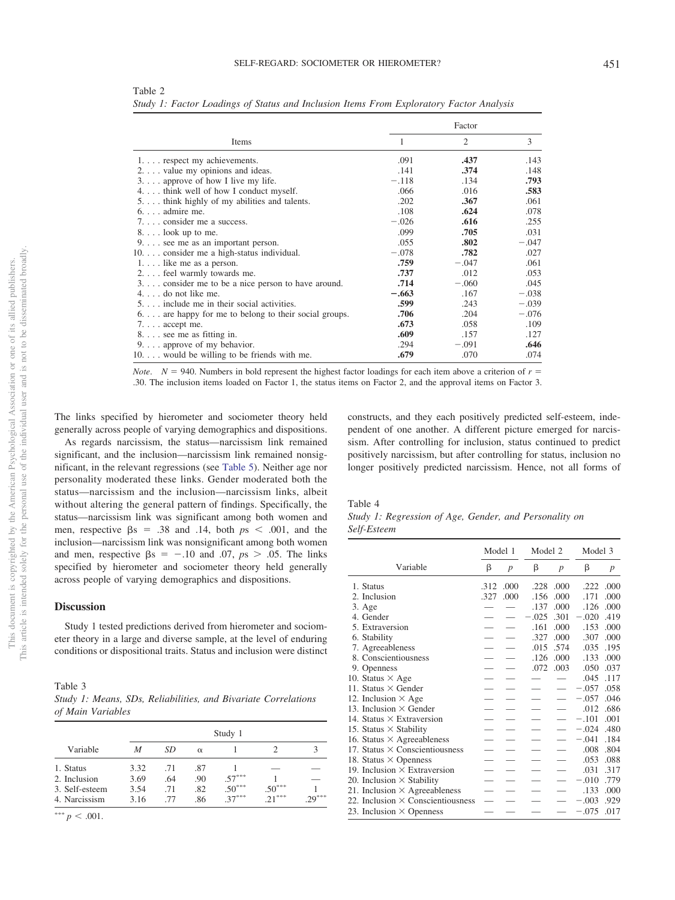Table 2
*Study 1: Factor Loadings of Status and Inclusion Items From Exploratory Factor Analysis*

| Items | Factor 1 | Factor 2 | Factor 3 |
|---|---|---|---|
| 1. . . . respect my achievements. | .091 | **.437** | .143 |
| 2. . . . value my opinions and ideas. | .141 | **.374** | .148 |
| 3. . . . approve of how I live my life. | −.118 | .134 | **.793** |
| 4. . . . think well of how I conduct myself. | .066 | .016 | **.583** |
| 5. . . . think highly of my abilities and talents. | .202 | **.367** | .061 |
| 6. . . . admire me. | .108 | **.624** | .078 |
| 7. . . . consider me a success. | −.026 | **.616** | .255 |
| 8. . . . look up to me. | .099 | **.705** | .031 |
| 9. . . . see me as an important person. | .055 | **.802** | −.047 |
| 10. . . . consider me a high-status individual. | −.078 | **.782** | .027 |
| 1. . . . like me as a person. | **.759** | −.047 | .061 |
| 2. . . . feel warmly towards me. | **.737** | .012 | .053 |
| 3. . . . consider me to be a nice person to have around. | **.714** | −.060 | .045 |
| 4. . . . do not like me. | **−.663** | .167 | −.038 |
| 5. . . . include me in their social activities. | **.599** | .243 | −.039 |
| 6. . . . are happy for me to belong to their social groups. | **.706** | .204 | −.076 |
| 7. . . . accept me. | **.673** | .058 | .109 |
| 8. . . . see me as fitting in. | **.609** | .157 | .127 |
| 9. . . . approve of my behavior. | .294 | −.091 | **.646** |
| 10. . . . would be willing to be friends with me. | **.679** | .070 | .074 |

*Note*. $N = 940$. Numbers in bold represent the highest factor loadings for each item above a criterion of $r = .30$. The inclusion items loaded on Factor 1, the status items on Factor 2, and the approval items on Factor 3.

The links specified by hierometer and sociometer theory held generally across people of varying demographics and dispositions.

As regards narcissism, the status—narcissism link remained significant, and the inclusion—narcissism link remained nonsignificant, in the relevant regressions (see Table 5). Neither age nor personality moderated these links. Gender moderated both the status—narcissism and the inclusion—narcissism links, albeit without altering the general pattern of findings. Specifically, the status—narcissism link was significant among both women and men, respective $\beta$s = .38 and .14, both $p$s < .001, and the inclusion—narcissism link was nonsignificant among both women and men, respective $\beta$s = −.10 and .07, $p$s > .05. The links specified by hierometer and sociometer theory held generally across people of varying demographics and dispositions.

## Discussion

Study 1 tested predictions derived from hierometer and sociometer theory in a large and diverse sample, at the level of enduring conditions or dispositional traits. Status and inclusion were distinct constructs, and they each positively predicted self-esteem, independent of one another. A different picture emerged for narcissism. After controlling for inclusion, status continued to predict positively narcissism, but after controlling for status, inclusion no longer positively predicted narcissism. Hence, not all forms of

Table 3
*Study 1: Means, SDs, Reliabilities, and Bivariate Correlations of Main Variables*

| Variable | *M* | *SD* | α | 1 | 2 | 3 |
|---|---|---|---|---|---|---|
| 1. Status | 3.32 | .71 | .87 | 1 | — | — |
| 2. Inclusion | 3.69 | .64 | .90 | .57*** | 1 | — |
| 3. Self-esteem | 3.54 | .71 | .82 | .50*** | .50*** | 1 |
| 4. Narcissism | 3.16 | .77 | .86 | .37*** | .21*** | .29*** |

*** $p < .001$.

Table 4
*Study 1: Regression of Age, Gender, and Personality on Self-Esteem*

| Variable | Model 1 β | Model 1 *p* | Model 2 β | Model 2 *p* | Model 3 β | Model 3 *p* |
|---|---|---|---|---|---|---|
| 1. Status | .312 | .000 | .228 | .000 | .222 | .000 |
| 2. Inclusion | .327 | .000 | .156 | .000 | .171 | .000 |
| 3. Age | — | — | .137 | .000 | .126 | .000 |
| 4. Gender | — | — | −.025 | .301 | −.020 | .419 |
| 5. Extraversion | — | — | .161 | .000 | .153 | .000 |
| 6. Stability | — | — | .327 | .000 | .307 | .000 |
| 7. Agreeableness | — | — | .015 | .574 | .035 | .195 |
| 8. Conscientiousness | — | — | .126 | .000 | .133 | .000 |
| 9. Openness | — | — | .072 | .003 | .050 | .037 |
| 10. Status × Age | — | — | — | — | .045 | .117 |
| 11. Status × Gender | — | — | — | — | −.057 | .058 |
| 12. Inclusion × Age | — | — | — | — | −.057 | .046 |
| 13. Inclusion × Gender | — | — | — | — | .012 | .686 |
| 14. Status × Extraversion | — | — | — | — | −.101 | .001 |
| 15. Status × Stability | — | — | — | — | −.024 | .480 |
| 16. Status × Agreeableness | — | — | — | — | −.041 | .184 |
| 17. Status × Conscientiousness | — | — | — | — | .008 | .804 |
| 18. Status × Openness | — | — | — | — | .053 | .088 |
| 19. Inclusion × Extraversion | — | — | — | — | .031 | .317 |
| 20. Inclusion × Stability | — | — | — | — | −.010 | .779 |
| 21. Inclusion × Agreeableness | — | — | — | — | .133 | .000 |
| 22. Inclusion × Conscientiousness | — | — | — | — | −.003 | .929 |
| 23. Inclusion × Openness | — | — | — | — | −.075 | .017 |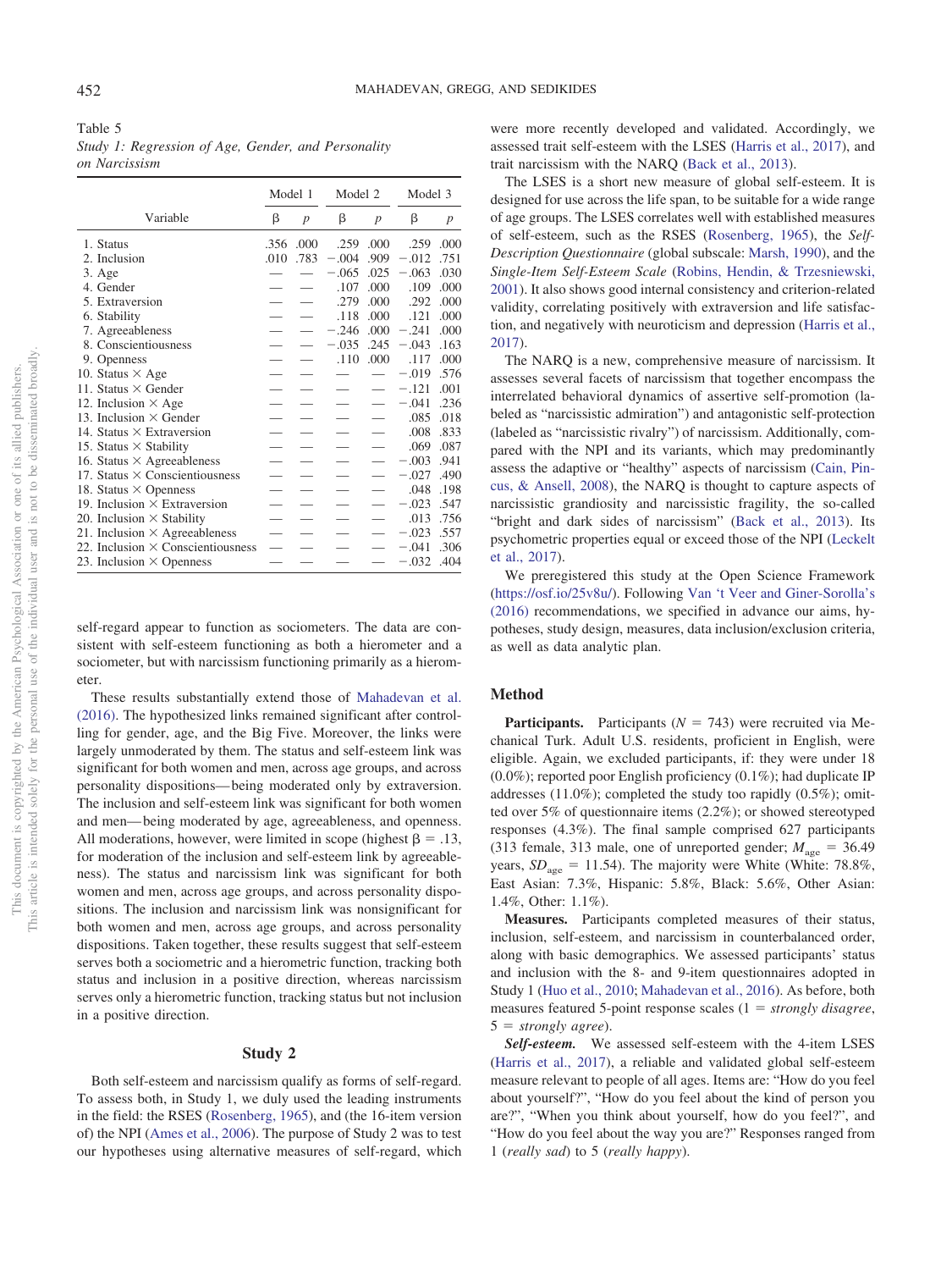Table 5
*Study 1: Regression of Age, Gender, and Personality on Narcissism*

| Variable | Model 1 | | Model 2 | | Model 3 | |
|---|---|---|---|---|---|---|
| | β | *p* | β | *p* | β | *p* |
| 1. Status | .356 | .000 | .259 | .000 | .259 | .000 |
| 2. Inclusion | .010 | .783 | −.004 | .909 | −.012 | .751 |
| 3. Age | — | — | −.065 | .025 | −.063 | .030 |
| 4. Gender | — | — | .107 | .000 | .109 | .000 |
| 5. Extraversion | — | — | .279 | .000 | .292 | .000 |
| 6. Stability | — | — | .118 | .000 | .121 | .000 |
| 7. Agreeableness | — | — | −.246 | .000 | −.241 | .000 |
| 8. Conscientiousness | — | — | −.035 | .245 | −.043 | .163 |
| 9. Openness | — | — | .110 | .000 | .117 | .000 |
| 10. Status × Age | — | — | — | — | −.019 | .576 |
| 11. Status × Gender | — | — | — | — | −.121 | .001 |
| 12. Inclusion × Age | — | — | — | — | −.041 | .236 |
| 13. Inclusion × Gender | — | — | — | — | .085 | .018 |
| 14. Status × Extraversion | — | — | — | — | .008 | .833 |
| 15. Status × Stability | — | — | — | — | .069 | .087 |
| 16. Status × Agreeableness | — | — | — | — | −.003 | .941 |
| 17. Status × Conscientiousness | — | — | — | — | −.027 | .490 |
| 18. Status × Openness | — | — | — | — | .048 | .198 |
| 19. Inclusion × Extraversion | — | — | — | — | −.023 | .547 |
| 20. Inclusion × Stability | — | — | — | — | .013 | .756 |
| 21. Inclusion × Agreeableness | — | — | — | — | −.023 | .557 |
| 22. Inclusion × Conscientiousness | — | — | — | — | −.041 | .306 |
| 23. Inclusion × Openness | — | — | — | — | −.032 | .404 |

self-regard appear to function as sociometers. The data are consistent with self-esteem functioning as both a hierometer and a sociometer, but with narcissism functioning primarily as a hierometer.

These results substantially extend those of Mahadevan et al. (2016). The hypothesized links remained significant after controlling for gender, age, and the Big Five. Moreover, the links were largely unmoderated by them. The status and self-esteem link was significant for both women and men, across age groups, and across personality dispositions—being moderated only by extraversion. The inclusion and self-esteem link was significant for both women and men—being moderated by age, agreeableness, and openness. All moderations, however, were limited in scope (highest β = .13, for moderation of the inclusion and self-esteem link by agreeableness). The status and narcissism link was significant for both women and men, across age groups, and across personality dispositions. The inclusion and narcissism link was nonsignificant for both women and men, across age groups, and across personality dispositions. Taken together, these results suggest that self-esteem serves both a sociometric and a hierometric function, tracking both status and inclusion in a positive direction, whereas narcissism serves only a hierometric function, tracking status but not inclusion in a positive direction.

## Study 2

Both self-esteem and narcissism qualify as forms of self-regard. To assess both, in Study 1, we duly used the leading instruments in the field: the RSES (Rosenberg, 1965), and (the 16-item version of) the NPI (Ames et al., 2006). The purpose of Study 2 was to test our hypotheses using alternative measures of self-regard, which were more recently developed and validated. Accordingly, we assessed trait self-esteem with the LSES (Harris et al., 2017), and trait narcissism with the NARQ (Back et al., 2013).

The LSES is a short new measure of global self-esteem. It is designed for use across the life span, to be suitable for a wide range of age groups. The LSES correlates well with established measures of self-esteem, such as the RSES (Rosenberg, 1965), the *Self-Description Questionnaire* (global subscale: Marsh, 1990), and the *Single-Item Self-Esteem Scale* (Robins, Hendin, & Trzesniewski, 2001). It also shows good internal consistency and criterion-related validity, correlating positively with extraversion and life satisfaction, and negatively with neuroticism and depression (Harris et al., 2017).

The NARQ is a new, comprehensive measure of narcissism. It assesses several facets of narcissism that together encompass the interrelated behavioral dynamics of assertive self-promotion (labeled as "narcissistic admiration") and antagonistic self-protection (labeled as "narcissistic rivalry") of narcissism. Additionally, compared with the NPI and its variants, which may predominantly assess the adaptive or "healthy" aspects of narcissism (Cain, Pincus, & Ansell, 2008), the NARQ is thought to capture aspects of narcissistic grandiosity and narcissistic fragility, the so-called "bright and dark sides of narcissism" (Back et al., 2013). Its psychometric properties equal or exceed those of the NPI (Leckelt et al., 2017).

We preregistered this study at the Open Science Framework (https://osf.io/25v8u/). Following Van 't Veer and Giner-Sorolla's (2016) recommendations, we specified in advance our aims, hypotheses, study design, measures, data inclusion/exclusion criteria, as well as data analytic plan.

### Method

**Participants.** Participants ($N$ = 743) were recruited via Mechanical Turk. Adult U.S. residents, proficient in English, were eligible. Again, we excluded participants, if: they were under 18 (0.0%); reported poor English proficiency (0.1%); had duplicate IP addresses (11.0%); completed the study too rapidly (0.5%); omitted over 5% of questionnaire items (2.2%); or showed stereotyped responses (4.3%). The final sample comprised 627 participants (313 female, 313 male, one of unreported gender; $M_{age}$ = 36.49 years, $SD_{age}$ = 11.54). The majority were White (White: 78.8%, East Asian: 7.3%, Hispanic: 5.8%, Black: 5.6%, Other Asian: 1.4%, Other: 1.1%).

**Measures.** Participants completed measures of their status, inclusion, self-esteem, and narcissism in counterbalanced order, along with basic demographics. We assessed participants' status and inclusion with the 8- and 9-item questionnaires adopted in Study 1 (Huo et al., 2010; Mahadevan et al., 2016). As before, both measures featured 5-point response scales (1 = *strongly disagree*, 5 = *strongly agree*).

***Self-esteem.*** We assessed self-esteem with the 4-item LSES (Harris et al., 2017), a reliable and validated global self-esteem measure relevant to people of all ages. Items are: "How do you feel about yourself?", "How do you feel about the kind of person you are?", "When you think about yourself, how do you feel?", and "How do you feel about the way you are?" Responses ranged from 1 (*really sad*) to 5 (*really happy*).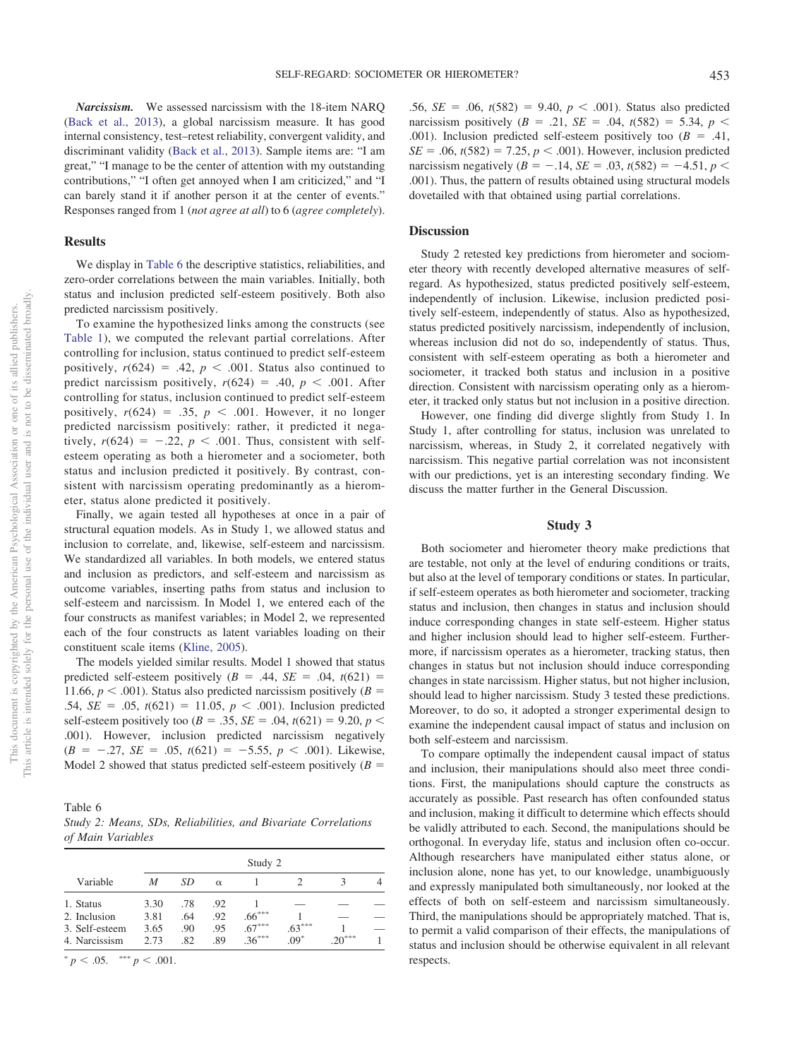***Narcissism.*** We assessed narcissism with the 18-item NARQ (Back et al., 2013), a global narcissism measure. It has good internal consistency, test–retest reliability, convergent validity, and discriminant validity (Back et al., 2013). Sample items are: "I am great," "I manage to be the center of attention with my outstanding contributions," "I often get annoyed when I am criticized," and "I can barely stand it if another person it at the center of events." Responses ranged from 1 (*not agree at all*) to 6 (*agree completely*).

## Results

We display in Table 6 the descriptive statistics, reliabilities, and zero-order correlations between the main variables. Initially, both status and inclusion predicted self-esteem positively. Both also predicted narcissism positively.

To examine the hypothesized links among the constructs (see Table 1), we computed the relevant partial correlations. After controlling for inclusion, status continued to predict self-esteem positively, $r(624) = .42$, $p < .001$. Status also continued to predict narcissism positively, $r(624) = .40$, $p < .001$. After controlling for status, inclusion continued to predict self-esteem positively, $r(624) = .35$, $p < .001$. However, it no longer predicted narcissism positively: rather, it predicted it negatively, $r(624) = -.22$, $p < .001$. Thus, consistent with self-esteem operating as both a hierometer and a sociometer, both status and inclusion predicted it positively. By contrast, consistent with narcissism operating predominantly as a hierometer, status alone predicted it positively.

Finally, we again tested all hypotheses at once in a pair of structural equation models. As in Study 1, we allowed status and inclusion to correlate, and, likewise, self-esteem and narcissism. We standardized all variables. In both models, we entered status and inclusion as predictors, and self-esteem and narcissism as outcome variables, inserting paths from status and inclusion to self-esteem and narcissism. In Model 1, we entered each of the four constructs as manifest variables; in Model 2, we represented each of the four constructs as latent variables loading on their constituent scale items (Kline, 2005).

The models yielded similar results. Model 1 showed that status predicted self-esteem positively ($B = .44$, $SE = .04$, $t(621) = 11.66$, $p < .001$). Status also predicted narcissism positively ($B = .54$, $SE = .05$, $t(621) = 11.05$, $p < .001$). Inclusion predicted self-esteem positively too ($B = .35$, $SE = .04$, $t(621) = 9.20$, $p < .001$). However, inclusion predicted narcissism negatively ($B = -.27$, $SE = .05$, $t(621) = -5.55$, $p < .001$). Likewise, Model 2 showed that status predicted self-esteem positively ($B = .56$, $SE = .06$, $t(582) = 9.40$, $p < .001$). Status also predicted narcissism positively ($B = .21$, $SE = .04$, $t(582) = 5.34$, $p < .001$). Inclusion predicted self-esteem positively too ($B = .41$, $SE = .06$, $t(582) = 7.25$, $p < .001$). However, inclusion predicted narcissism negatively ($B = -.14$, $SE = .03$, $t(582) = -4.51$, $p < .001$). Thus, the pattern of results obtained using structural models dovetailed with that obtained using partial correlations.

Table 6
*Study 2: Means, SDs, Reliabilities, and Bivariate Correlations of Main Variables*

| Variable | Study 2 | | | | | | |
|---|---|---|---|---|---|---|---|
| | *M* | *SD* | α | 1 | 2 | 3 | 4 |
| 1. Status | 3.30 | .78 | .92 | 1 | — | — | — |
| 2. Inclusion | 3.81 | .64 | .92 | .66*** | 1 | — | — |
| 3. Self-esteem | 3.65 | .90 | .95 | .67*** | .63*** | 1 | — |
| 4. Narcissism | 2.73 | .82 | .89 | .36*** | .09* | .20*** | 1 |

* $p < .05$. *** $p < .001$.

## Discussion

Study 2 retested key predictions from hierometer and sociometer theory with recently developed alternative measures of self-regard. As hypothesized, status predicted positively self-esteem, independently of inclusion. Likewise, inclusion predicted positively self-esteem, independently of status. Also as hypothesized, status predicted positively narcissism, independently of inclusion, whereas inclusion did not do so, independently of status. Thus, consistent with self-esteem operating as both a hierometer and sociometer, it tracked both status and inclusion in a positive direction. Consistent with narcissism operating only as a hierometer, it tracked only status but not inclusion in a positive direction.

However, one finding did diverge slightly from Study 1. In Study 1, after controlling for status, inclusion was unrelated to narcissism, whereas, in Study 2, it correlated negatively with narcissism. This negative partial correlation was not inconsistent with our predictions, yet is an interesting secondary finding. We discuss the matter further in the General Discussion.

## Study 3

Both sociometer and hierometer theory make predictions that are testable, not only at the level of enduring conditions or traits, but also at the level of temporary conditions or states. In particular, if self-esteem operates as both hierometer and sociometer, tracking status and inclusion, then changes in status and inclusion should induce corresponding changes in state self-esteem. Higher status and higher inclusion should lead to higher self-esteem. Furthermore, if narcissism operates as a hierometer, tracking status, then changes in status but not inclusion should induce corresponding changes in state narcissism. Higher status, but not higher inclusion, should lead to higher narcissism. Study 3 tested these predictions. Moreover, to do so, it adopted a stronger experimental design to examine the independent causal impact of status and inclusion on both self-esteem and narcissism.

To compare optimally the independent causal impact of status and inclusion, their manipulations should also meet three conditions. First, the manipulations should capture the constructs as accurately as possible. Past research has often confounded status and inclusion, making it difficult to determine which effects should be validly attributed to each. Second, the manipulations should be orthogonal. In everyday life, status and inclusion often co-occur. Although researchers have manipulated either status alone, or inclusion alone, none has yet, to our knowledge, unambiguously and expressly manipulated both simultaneously, nor looked at the effects of both on self-esteem and narcissism simultaneously. Third, the manipulations should be appropriately matched. That is, to permit a valid comparison of their effects, the manipulations of status and inclusion should be otherwise equivalent in all relevant respects.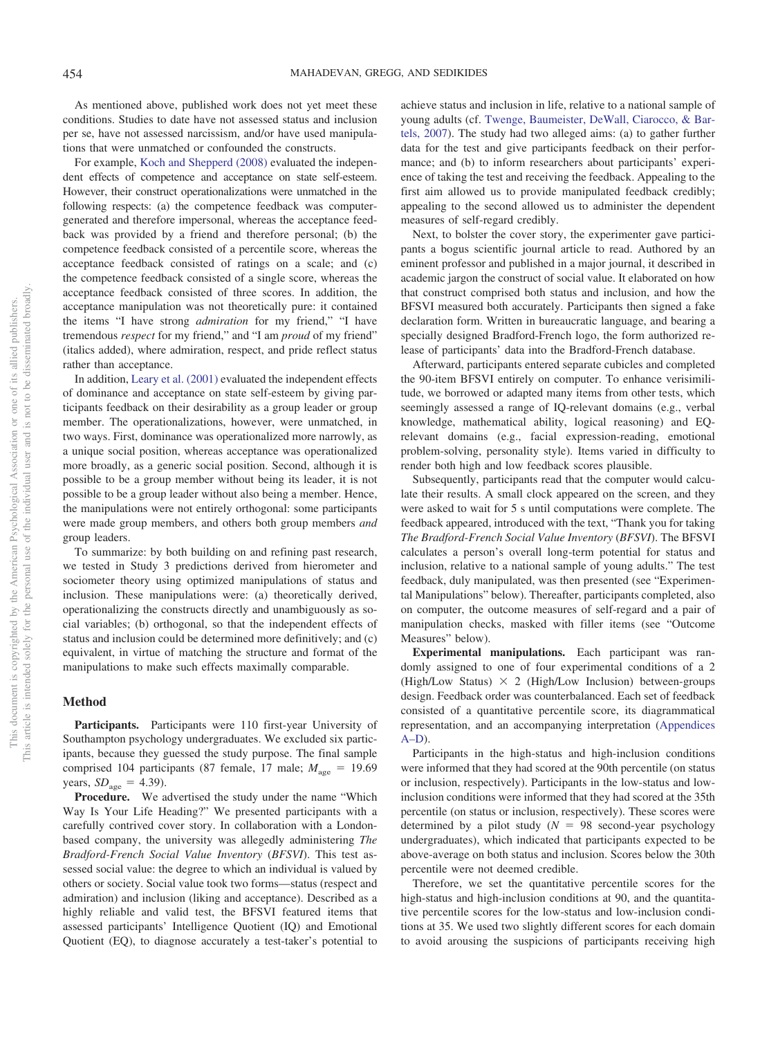As mentioned above, published work does not yet meet these conditions. Studies to date have not assessed status and inclusion per se, have not assessed narcissism, and/or have used manipulations that were unmatched or confounded the constructs.

For example, Koch and Shepperd (2008) evaluated the independent effects of competence and acceptance on state self-esteem. However, their construct operationalizations were unmatched in the following respects: (a) the competence feedback was computer-generated and therefore impersonal, whereas the acceptance feedback was provided by a friend and therefore personal; (b) the competence feedback consisted of a percentile score, whereas the acceptance feedback consisted of ratings on a scale; and (c) the competence feedback consisted of a single score, whereas the acceptance feedback consisted of three scores. In addition, the acceptance manipulation was not theoretically pure: it contained the items "I have strong *admiration* for my friend," "I have tremendous *respect* for my friend," and "I am *proud* of my friend" (italics added), where admiration, respect, and pride reflect status rather than acceptance.

In addition, Leary et al. (2001) evaluated the independent effects of dominance and acceptance on state self-esteem by giving participants feedback on their desirability as a group leader or group member. The operationalizations, however, were unmatched, in two ways. First, dominance was operationalized more narrowly, as a unique social position, whereas acceptance was operationalized more broadly, as a generic social position. Second, although it is possible to be a group member without being its leader, it is not possible to be a group leader without also being a member. Hence, the manipulations were not entirely orthogonal: some participants were made group members, and others both group members *and* group leaders.

To summarize: by both building on and refining past research, we tested in Study 3 predictions derived from hierometer and sociometer theory using optimized manipulations of status and inclusion. These manipulations were: (a) theoretically derived, operationalizing the constructs directly and unambiguously as social variables; (b) orthogonal, so that the independent effects of status and inclusion could be determined more definitively; and (c) equivalent, in virtue of matching the structure and format of the manipulations to make such effects maximally comparable.

### Method

**Participants.** Participants were 110 first-year University of Southampton psychology undergraduates. We excluded six participants, because they guessed the study purpose. The final sample comprised 104 participants (87 female, 17 male; $M_{age}$ = 19.69 years, $SD_{age}$ = 4.39).

**Procedure.** We advertised the study under the name "Which Way Is Your Life Heading?" We presented participants with a carefully contrived cover story. In collaboration with a London-based company, the university was allegedly administering *The Bradford-French Social Value Inventory* (*BFSVI*). This test assessed social value: the degree to which an individual is valued by others or society. Social value took two forms—status (respect and admiration) and inclusion (liking and acceptance). Described as a highly reliable and valid test, the BFSVI featured items that assessed participants' Intelligence Quotient (IQ) and Emotional Quotient (EQ), to diagnose accurately a test-taker's potential to achieve status and inclusion in life, relative to a national sample of young adults (cf. Twenge, Baumeister, DeWall, Ciarocco, & Bartels, 2007). The study had two alleged aims: (a) to gather further data for the test and give participants feedback on their performance; and (b) to inform researchers about participants' experience of taking the test and receiving the feedback. Appealing to the first aim allowed us to provide manipulated feedback credibly; appealing to the second allowed us to administer the dependent measures of self-regard credibly.

Next, to bolster the cover story, the experimenter gave participants a bogus scientific journal article to read. Authored by an eminent professor and published in a major journal, it described in academic jargon the construct of social value. It elaborated on how that construct comprised both status and inclusion, and how the BFSVI measured both accurately. Participants then signed a fake declaration form. Written in bureaucratic language, and bearing a specially designed Bradford-French logo, the form authorized release of participants' data into the Bradford-French database.

Afterward, participants entered separate cubicles and completed the 90-item BFSVI entirely on computer. To enhance verisimilitude, we borrowed or adapted many items from other tests, which seemingly assessed a range of IQ-relevant domains (e.g., verbal knowledge, mathematical ability, logical reasoning) and EQ-relevant domains (e.g., facial expression-reading, emotional problem-solving, personality style). Items varied in difficulty to render both high and low feedback scores plausible.

Subsequently, participants read that the computer would calculate their results. A small clock appeared on the screen, and they were asked to wait for 5 s until computations were complete. The feedback appeared, introduced with the text, "Thank you for taking *The Bradford-French Social Value Inventory* (*BFSVI*). The BFSVI calculates a person's overall long-term potential for status and inclusion, relative to a national sample of young adults." The test feedback, duly manipulated, was then presented (see "Experimental Manipulations" below). Thereafter, participants completed, also on computer, the outcome measures of self-regard and a pair of manipulation checks, masked with filler items (see "Outcome Measures" below).

**Experimental manipulations.** Each participant was randomly assigned to one of four experimental conditions of a 2 (High/Low Status) × 2 (High/Low Inclusion) between-groups design. Feedback order was counterbalanced. Each set of feedback consisted of a quantitative percentile score, its diagrammatical representation, and an accompanying interpretation (Appendices A–D).

Participants in the high-status and high-inclusion conditions were informed that they had scored at the 90th percentile (on status or inclusion, respectively). Participants in the low-status and low-inclusion conditions were informed that they had scored at the 35th percentile (on status or inclusion, respectively). These scores were determined by a pilot study ($N$ = 98 second-year psychology undergraduates), which indicated that participants expected to be above-average on both status and inclusion. Scores below the 30th percentile were not deemed credible.

Therefore, we set the quantitative percentile scores for the high-status and high-inclusion conditions at 90, and the quantitative percentile scores for the low-status and low-inclusion conditions at 35. We used two slightly different scores for each domain to avoid arousing the suspicions of participants receiving high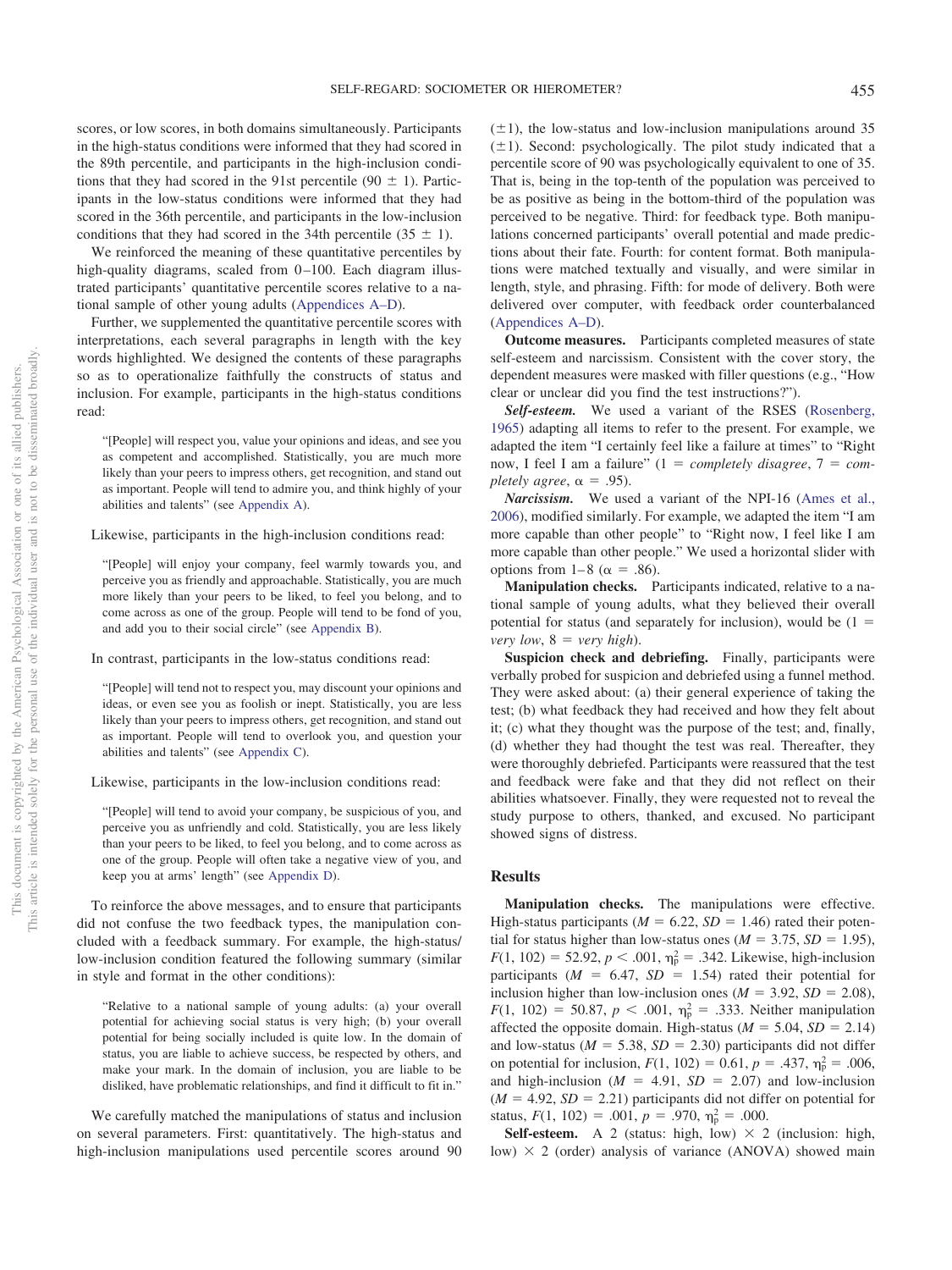scores, or low scores, in both domains simultaneously. Participants in the high-status conditions were informed that they had scored in the 89th percentile, and participants in the high-inclusion conditions that they had scored in the 91st percentile (90 ± 1). Participants in the low-status conditions were informed that they had scored in the 36th percentile, and participants in the low-inclusion conditions that they had scored in the 34th percentile (35 ± 1).

We reinforced the meaning of these quantitative percentiles by high-quality diagrams, scaled from 0–100. Each diagram illustrated participants' quantitative percentile scores relative to a national sample of other young adults (Appendices A–D).

Further, we supplemented the quantitative percentile scores with interpretations, each several paragraphs in length with the key words highlighted. We designed the contents of these paragraphs so as to operationalize faithfully the constructs of status and inclusion. For example, participants in the high-status conditions read:

> "[People] will respect you, value your opinions and ideas, and see you as competent and accomplished. Statistically, you are much more likely than your peers to impress others, get recognition, and stand out as important. People will tend to admire you, and think highly of your abilities and talents" (see Appendix A).

Likewise, participants in the high-inclusion conditions read:

> "[People] will enjoy your company, feel warmly towards you, and perceive you as friendly and approachable. Statistically, you are much more likely than your peers to be liked, to feel you belong, and to come across as one of the group. People will tend to be fond of you, and add you to their social circle" (see Appendix B).

In contrast, participants in the low-status conditions read:

> "[People] will tend not to respect you, may discount your opinions and ideas, or even see you as foolish or inept. Statistically, you are less likely than your peers to impress others, get recognition, and stand out as important. People will tend to overlook you, and question your abilities and talents" (see Appendix C).

Likewise, participants in the low-inclusion conditions read:

> "[People] will tend to avoid your company, be suspicious of you, and perceive you as unfriendly and cold. Statistically, you are less likely than your peers to be liked, to feel you belong, and to come across as one of the group. People will often take a negative view of you, and keep you at arms' length" (see Appendix D).

To reinforce the above messages, and to ensure that participants did not confuse the two feedback types, the manipulation concluded with a feedback summary. For example, the high-status/low-inclusion condition featured the following summary (similar in style and format in the other conditions):

> "Relative to a national sample of young adults: (a) your overall potential for achieving social status is very high; (b) your overall potential for being socially included is quite low. In the domain of status, you are liable to achieve success, be respected by others, and make your mark. In the domain of inclusion, you are liable to be disliked, have problematic relationships, and find it difficult to fit in."

We carefully matched the manipulations of status and inclusion on several parameters. First: quantitatively. The high-status and high-inclusion manipulations used percentile scores around 90 (±1), the low-status and low-inclusion manipulations around 35 (±1). Second: psychologically. The pilot study indicated that a percentile score of 90 was psychologically equivalent to one of 35. That is, being in the top-tenth of the population was perceived to be as positive as being in the bottom-third of the population was perceived to be negative. Third: for feedback type. Both manipulations concerned participants' overall potential and made predictions about their fate. Fourth: for content format. Both manipulations were matched textually and visually, and were similar in length, style, and phrasing. Fifth: for mode of delivery. Both were delivered over computer, with feedback order counterbalanced (Appendices A–D).

**Outcome measures.** Participants completed measures of state self-esteem and narcissism. Consistent with the cover story, the dependent measures were masked with filler questions (e.g., "How clear or unclear did you find the test instructions?").

***Self-esteem.*** We used a variant of the RSES (Rosenberg, 1965) adapting all items to refer to the present. For example, we adapted the item "I certainly feel like a failure at times" to "Right now, I feel I am a failure" (1 = *completely disagree*, 7 = *completely agree*, $\alpha = .95$).

***Narcissism.*** We used a variant of the NPI-16 (Ames et al., 2006), modified similarly. For example, we adapted the item "I am more capable than other people" to "Right now, I feel like I am more capable than other people." We used a horizontal slider with options from 1–8 ($\alpha = .86$).

**Manipulation checks.** Participants indicated, relative to a national sample of young adults, what they believed their overall potential for status (and separately for inclusion), would be (1 = *very low*, 8 = *very high*).

**Suspicion check and debriefing.** Finally, participants were verbally probed for suspicion and debriefed using a funnel method. They were asked about: (a) their general experience of taking the test; (b) what feedback they had received and how they felt about it; (c) what they thought was the purpose of the test; and, finally, (d) whether they had thought the test was real. Thereafter, they were thoroughly debriefed. Participants were reassured that the test and feedback were fake and that they did not reflect on their abilities whatsoever. Finally, they were requested not to reveal the study purpose to others, thanked, and excused. No participant showed signs of distress.

## Results

**Manipulation checks.** The manipulations were effective. High-status participants ($M = 6.22$, $SD = 1.46$) rated their potential for status higher than low-status ones ($M = 3.75$, $SD = 1.95$), $F(1, 102) = 52.92$, $p < .001$, $\eta_p^2 = .342$. Likewise, high-inclusion participants ($M = 6.47$, $SD = 1.54$) rated their potential for inclusion higher than low-inclusion ones ($M = 3.92$, $SD = 2.08$), $F(1, 102) = 50.87$, $p < .001$, $\eta_p^2 = .333$. Neither manipulation affected the opposite domain. High-status ($M = 5.04$, $SD = 2.14$) and low-status ($M = 5.38$, $SD = 2.30$) participants did not differ on potential for inclusion, $F(1, 102) = 0.61$, $p = .437$, $\eta_p^2 = .006$, and high-inclusion ($M = 4.91$, $SD = 2.07$) and low-inclusion ($M = 4.92$, $SD = 2.21$) participants did not differ on potential for status, $F(1, 102) = .001$, $p = .970$, $\eta_p^2 = .000$.

**Self-esteem.** A 2 (status: high, low) × 2 (inclusion: high, low) × 2 (order) analysis of variance (ANOVA) showed main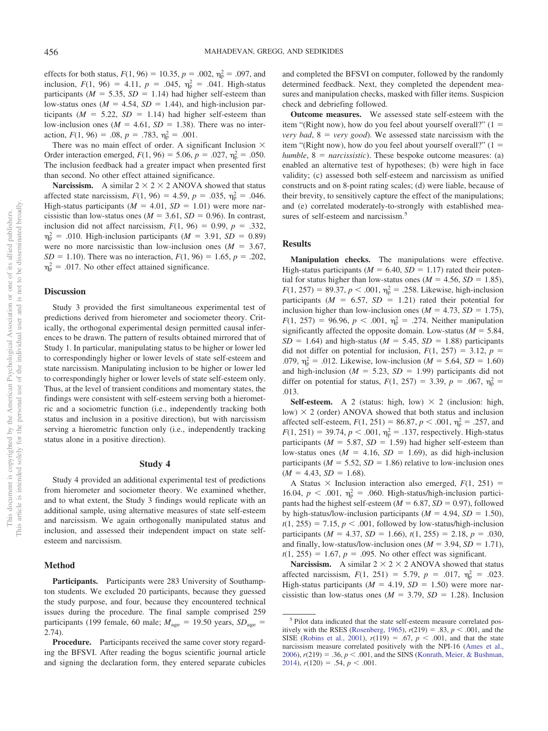effects for both status, $F(1, 96) = 10.35$, $p = .002$, $\eta_p^2 = .097$, and inclusion, $F(1, 96) = 4.11$, $p = .045$, $\eta_p^2 = .041$. High-status participants ($M = 5.35$, $SD = 1.14$) had higher self-esteem than low-status ones ($M = 4.54$, $SD = 1.44$), and high-inclusion participants ($M = 5.22$, $SD = 1.14$) had higher self-esteem than low-inclusion ones ($M = 4.61$, $SD = 1.38$). There was no interaction, $F(1, 96) = .08$, $p = .783$, $\eta_p^2 = .001$.

There was no main effect of order. A significant Inclusion × Order interaction emerged, $F(1, 96) = 5.06$, $p = .027$, $\eta_p^2 = .050$. The inclusion feedback had a greater impact when presented first than second. No other effect attained significance.

**Narcissism.** A similar 2 × 2 × 2 ANOVA showed that status affected state narcissism, $F(1, 96) = 4.59$, $p = .035$, $\eta_p^2 = .046$. High-status participants ($M = 4.01$, $SD = 1.01$) were more narcissistic than low-status ones ($M = 3.61$, $SD = 0.96$). In contrast, inclusion did not affect narcissism, $F(1, 96) = 0.99$, $p = .332$, $\eta_p^2 = .010$. High-inclusion participants ($M = 3.91$, $SD = 0.89$) were no more narcissistic than low-inclusion ones ($M = 3.67$, $SD = 1.10$). There was no interaction, $F(1, 96) = 1.65$, $p = .202$, $\eta_p^2 = .017$. No other effect attained significance.

## Discussion

Study 3 provided the first simultaneous experimental test of predictions derived from hierometer and sociometer theory. Critically, the orthogonal experimental design permitted causal inferences to be drawn. The pattern of results obtained mirrored that of Study 1. In particular, manipulating status to be higher or lower led to correspondingly higher or lower levels of state self-esteem and state narcissism. Manipulating inclusion to be higher or lower led to correspondingly higher or lower levels of state self-esteem only. Thus, at the level of transient conditions and momentary states, the findings were consistent with self-esteem serving both a hierometric and a sociometric function (i.e., independently tracking both status and inclusion in a positive direction), but with narcissism serving a hierometric function only (i.e., independently tracking status alone in a positive direction).

# Study 4

Study 4 provided an additional experimental test of predictions from hierometer and sociometer theory. We examined whether, and to what extent, the Study 3 findings would replicate with an additional sample, using alternative measures of state self-esteem and narcissism. We again orthogonally manipulated status and inclusion, and assessed their independent impact on state self-esteem and narcissism.

## Method

**Participants.** Participants were 283 University of Southampton students. We excluded 20 participants, because they guessed the study purpose, and four, because they encountered technical issues during the procedure. The final sample comprised 259 participants (199 female, 60 male; $M_{age} = 19.50$ years, $SD_{age} = 2.74$).

**Procedure.** Participants received the same cover story regarding the BFSVI. After reading the bogus scientific journal article and signing the declaration form, they entered separate cubicles and completed the BFSVI on computer, followed by the randomly determined feedback. Next, they completed the dependent measures and manipulation checks, masked with filler items. Suspicion check and debriefing followed.

**Outcome measures.** We assessed state self-esteem with the item "(Right now), how do you feel about yourself overall?" (1 = *very bad*, 8 = *very good*). We assessed state narcissism with the item "(Right now), how do you feel about yourself overall?" (1 = *humble*, 8 = *narcissistic*). These bespoke outcome measures: (a) enabled an alternative test of hypotheses; (b) were high in face validity; (c) assessed both self-esteem and narcissism as unified constructs and on 8-point rating scales; (d) were liable, because of their brevity, to sensitively capture the effect of the manipulations; and (e) correlated moderately-to-strongly with established measures of self-esteem and narcissism.[5]

## Results

**Manipulation checks.** The manipulations were effective. High-status participants ($M = 6.40$, $SD = 1.17$) rated their potential for status higher than low-status ones ($M = 4.56$, $SD = 1.85$), $F(1, 257) = 89.37$, $p < .001$, $\eta_p^2 = .258$. Likewise, high-inclusion participants ($M = 6.57$, $SD = 1.21$) rated their potential for inclusion higher than low-inclusion ones ($M = 4.73$, $SD = 1.75$), $F(1, 257) = 96.96$, $p < .001$, $\eta_p^2 = .274$. Neither manipulation significantly affected the opposite domain. Low-status ($M = 5.84$, $SD = 1.64$) and high-status ($M = 5.45$, $SD = 1.88$) participants did not differ on potential for inclusion, $F(1, 257) = 3.12$, $p = .079$, $\eta_p^2 = .012$. Likewise, low-inclusion ($M = 5.64$, $SD = 1.60$) and high-inclusion ($M = 5.23$, $SD = 1.99$) participants did not differ on potential for status, $F(1, 257) = 3.39$, $p = .067$, $\eta_p^2 = .013$.

**Self-esteem.** A 2 (status: high, low) × 2 (inclusion: high, low) × 2 (order) ANOVA showed that both status and inclusion affected self-esteem, $F(1, 251) = 86.87$, $p < .001$, $\eta_p^2 = .257$, and $F(1, 251) = 39.74$, $p < .001$, $\eta_p^2 = .137$, respectively. High-status participants ($M = 5.87$, $SD = 1.59$) had higher self-esteem than low-status ones ($M = 4.16$, $SD = 1.69$), as did high-inclusion participants ($M = 5.52$, $SD = 1.86$) relative to low-inclusion ones ($M = 4.43$, $SD = 1.68$).

A Status × Inclusion interaction also emerged, $F(1, 251) = 16.04$, $p < .001$, $\eta_p^2 = .060$. High-status/high-inclusion participants had the highest self-esteem ($M = 6.87$, $SD = 0.97$), followed by high-status/low-inclusion participants ($M = 4.94$, $SD = 1.50$), $t(1, 255) = 7.15$, $p < .001$, followed by low-status/high-inclusion participants ($M = 4.37$, $SD = 1.66$), $t(1, 255) = 2.18$, $p = .030$, and finally, low-status/low-inclusion ones ($M = 3.94$, $SD = 1.71$), $t(1, 255) = 1.67$, $p = .095$. No other effect was significant.

**Narcissism.** A similar 2 × 2 × 2 ANOVA showed that status affected narcissism, $F(1, 251) = 5.79$, $p = .017$, $\eta_p^2 = .023$. High-status participants ($M = 4.19$, $SD = 1.50$) were more narcissistic than low-status ones ($M = 3.79$, $SD = 1.28$). Inclusion

[5] Pilot data indicated that the state self-esteem measure correlated positively with the RSES (Rosenberg, 1965), $r(219) = .83$, $p < .001$, and the SISE (Robins et al., 2001), $r(119) = .67$, $p < .001$, and that the state narcissism measure correlated positively with the NPI-16 (Ames et al., 2006), $r(219) = .36$, $p < .001$, and the SINS (Konrath, Meier, & Bushman, 2014), $r(120) = .54$, $p < .001$.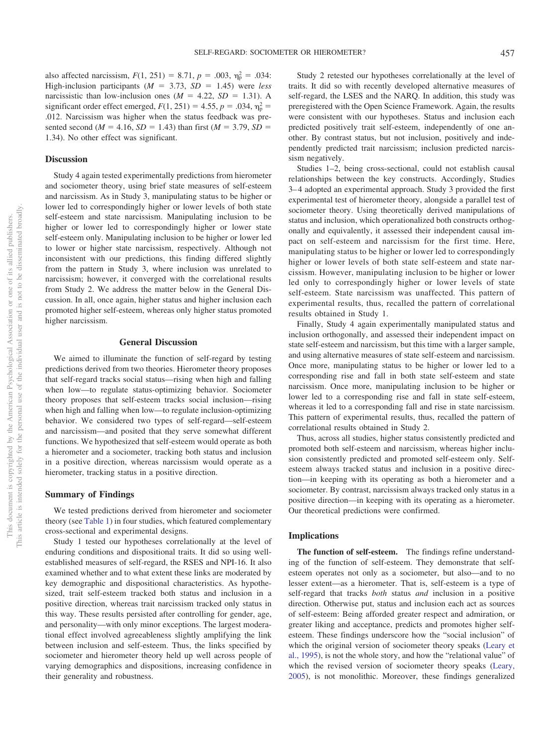also affected narcissism, $F(1, 251) = 8.71$, $p = .003$, $\eta_p^2 = .034$: High-inclusion participants ($M = 3.73$, $SD = 1.45$) were *less* narcissistic than low-inclusion ones ($M = 4.22$, $SD = 1.31$). A significant order effect emerged, $F(1, 251) = 4.55$, $p = .034$, $\eta_p^2 = .012$. Narcissism was higher when the status feedback was presented second ($M = 4.16$, $SD = 1.43$) than first ($M = 3.79$, $SD = 1.34$). No other effect was significant.

### Discussion

Study 4 again tested experimentally predictions from hierometer and sociometer theory, using brief state measures of self-esteem and narcissism. As in Study 3, manipulating status to be higher or lower led to correspondingly higher or lower levels of both state self-esteem and state narcissism. Manipulating inclusion to be higher or lower led to correspondingly higher or lower state self-esteem only. Manipulating inclusion to be higher or lower led to lower or higher state narcissism, respectively. Although not inconsistent with our predictions, this finding differed slightly from the pattern in Study 3, where inclusion was unrelated to narcissism; however, it converged with the correlational results from Study 2. We address the matter below in the General Discussion. In all, once again, higher status and higher inclusion each promoted higher self-esteem, whereas only higher status promoted higher narcissism.

## General Discussion

We aimed to illuminate the function of self-regard by testing predictions derived from two theories. Hierometer theory proposes that self-regard tracks social status—rising when high and falling when low—to regulate status-optimizing behavior. Sociometer theory proposes that self-esteem tracks social inclusion—rising when high and falling when low—to regulate inclusion-optimizing behavior. We considered two types of self-regard—self-esteem and narcissism—and posited that they serve somewhat different functions. We hypothesized that self-esteem would operate as both a hierometer and a sociometer, tracking both status and inclusion in a positive direction, whereas narcissism would operate as a hierometer, tracking status in a positive direction.

### Summary of Findings

We tested predictions derived from hierometer and sociometer theory (see Table 1) in four studies, which featured complementary cross-sectional and experimental designs.

Study 1 tested our hypotheses correlationally at the level of enduring conditions and dispositional traits. It did so using well-established measures of self-regard, the RSES and NPI-16. It also examined whether and to what extent these links are moderated by key demographic and dispositional characteristics. As hypothesized, trait self-esteem tracked both status and inclusion in a positive direction, whereas trait narcissism tracked only status in this way. These results persisted after controlling for gender, age, and personality—with only minor exceptions. The largest moderational effect involved agreeableness slightly amplifying the link between inclusion and self-esteem. Thus, the links specified by sociometer and hierometer theory held up well across people of varying demographics and dispositions, increasing confidence in their generality and robustness.

Study 2 retested our hypotheses correlationally at the level of traits. It did so with recently developed alternative measures of self-regard, the LSES and the NARQ. In addition, this study was preregistered with the Open Science Framework. Again, the results were consistent with our hypotheses. Status and inclusion each predicted positively trait self-esteem, independently of one another. By contrast status, but not inclusion, positively and independently predicted trait narcissism; inclusion predicted narcissism negatively.

Studies 1–2, being cross-sectional, could not establish causal relationships between the key constructs. Accordingly, Studies 3–4 adopted an experimental approach. Study 3 provided the first experimental test of hierometer theory, alongside a parallel test of sociometer theory. Using theoretically derived manipulations of status and inclusion, which operationalized both constructs orthogonally and equivalently, it assessed their independent causal impact on self-esteem and narcissism for the first time. Here, manipulating status to be higher or lower led to correspondingly higher or lower levels of both state self-esteem and state narcissism. However, manipulating inclusion to be higher or lower led only to correspondingly higher or lower levels of state self-esteem. State narcissism was unaffected. This pattern of experimental results, thus, recalled the pattern of correlational results obtained in Study 1.

Finally, Study 4 again experimentally manipulated status and inclusion orthogonally, and assessed their independent impact on state self-esteem and narcissism, but this time with a larger sample, and using alternative measures of state self-esteem and narcissism. Once more, manipulating status to be higher or lower led to a corresponding rise and fall in both state self-esteem and state narcissism. Once more, manipulating inclusion to be higher or lower led to a corresponding rise and fall in state self-esteem, whereas it led to a corresponding fall and rise in state narcissism. This pattern of experimental results, thus, recalled the pattern of correlational results obtained in Study 2.

Thus, across all studies, higher status consistently predicted and promoted both self-esteem and narcissism, whereas higher inclusion consistently predicted and promoted self-esteem only. Self-esteem always tracked status and inclusion in a positive direction—in keeping with its operating as both a hierometer and a sociometer. By contrast, narcissism always tracked only status in a positive direction—in keeping with its operating as a hierometer. Our theoretical predictions were confirmed.

### Implications

**The function of self-esteem.** The findings refine understanding of the function of self-esteem. They demonstrate that self-esteem operates not only as a sociometer, but also—and to no lesser extent—as a hierometer. That is, self-esteem is a type of self-regard that tracks *both* status *and* inclusion in a positive direction. Otherwise put, status and inclusion each act as sources of self-esteem: Being afforded greater respect and admiration, or greater liking and acceptance, predicts and promotes higher self-esteem. These findings underscore how the "social inclusion" of which the original version of sociometer theory speaks (Leary et al., 1995), is not the whole story, and how the "relational value" of which the revised version of sociometer theory speaks (Leary, 2005), is not monolithic. Moreover, these findings generalized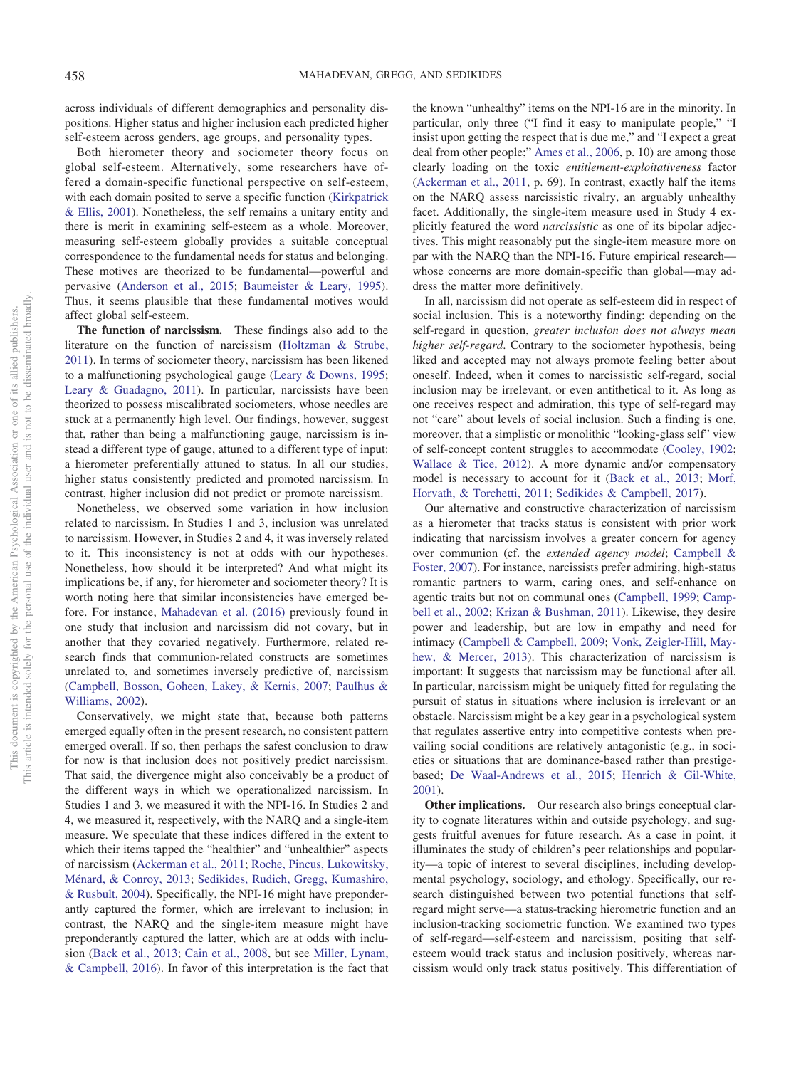across individuals of different demographics and personality dispositions. Higher status and higher inclusion each predicted higher self-esteem across genders, age groups, and personality types.

Both hierometer theory and sociometer theory focus on global self-esteem. Alternatively, some researchers have offered a domain-specific functional perspective on self-esteem, with each domain posited to serve a specific function (Kirkpatrick & Ellis, 2001). Nonetheless, the self remains a unitary entity and there is merit in examining self-esteem as a whole. Moreover, measuring self-esteem globally provides a suitable conceptual correspondence to the fundamental needs for status and belonging. These motives are theorized to be fundamental—powerful and pervasive (Anderson et al., 2015; Baumeister & Leary, 1995). Thus, it seems plausible that these fundamental motives would affect global self-esteem.

**The function of narcissism.** These findings also add to the literature on the function of narcissism (Holtzman & Strube, 2011). In terms of sociometer theory, narcissism has been likened to a malfunctioning psychological gauge (Leary & Downs, 1995; Leary & Guadagno, 2011). In particular, narcissists have been theorized to possess miscalibrated sociometers, whose needles are stuck at a permanently high level. Our findings, however, suggest that, rather than being a malfunctioning gauge, narcissism is instead a different type of gauge, attuned to a different type of input: a hierometer preferentially attuned to status. In all our studies, higher status consistently predicted and promoted narcissism. In contrast, higher inclusion did not predict or promote narcissism.

Nonetheless, we observed some variation in how inclusion related to narcissism. In Studies 1 and 3, inclusion was unrelated to narcissism. However, in Studies 2 and 4, it was inversely related to it. This inconsistency is not at odds with our hypotheses. Nonetheless, how should it be interpreted? And what might its implications be, if any, for hierometer and sociometer theory? It is worth noting here that similar inconsistencies have emerged before. For instance, Mahadevan et al. (2016) previously found in one study that inclusion and narcissism did not covary, but in another that they covaried negatively. Furthermore, related research finds that communion-related constructs are sometimes unrelated to, and sometimes inversely predictive of, narcissism (Campbell, Bosson, Goheen, Lakey, & Kernis, 2007; Paulhus & Williams, 2002).

Conservatively, we might state that, because both patterns emerged equally often in the present research, no consistent pattern emerged overall. If so, then perhaps the safest conclusion to draw for now is that inclusion does not positively predict narcissism. That said, the divergence might also conceivably be a product of the different ways in which we operationalized narcissism. In Studies 1 and 3, we measured it with the NPI-16. In Studies 2 and 4, we measured it, respectively, with the NARQ and a single-item measure. We speculate that these indices differed in the extent to which their items tapped the "healthier" and "unhealthier" aspects of narcissism (Ackerman et al., 2011; Roche, Pincus, Lukowitsky, Ménard, & Conroy, 2013; Sedikides, Rudich, Gregg, Kumashiro, & Rusbult, 2004). Specifically, the NPI-16 might have preponderantly captured the former, which are irrelevant to inclusion; in contrast, the NARQ and the single-item measure might have preponderantly captured the latter, which are at odds with inclusion (Back et al., 2013; Cain et al., 2008, but see Miller, Lynam, & Campbell, 2016). In favor of this interpretation is the fact that the known "unhealthy" items on the NPI-16 are in the minority. In particular, only three ("I find it easy to manipulate people," "I insist upon getting the respect that is due me," and "I expect a great deal from other people;" Ames et al., 2006, p. 10) are among those clearly loading on the toxic *entitlement-exploitativeness* factor (Ackerman et al., 2011, p. 69). In contrast, exactly half the items on the NARQ assess narcissistic rivalry, an arguably unhealthy facet. Additionally, the single-item measure used in Study 4 explicitly featured the word *narcissistic* as one of its bipolar adjectives. This might reasonably put the single-item measure more on par with the NARQ than the NPI-16. Future empirical research—whose concerns are more domain-specific than global—may address the matter more definitively.

In all, narcissism did not operate as self-esteem did in respect of social inclusion. This is a noteworthy finding: depending on the self-regard in question, *greater inclusion does not always mean higher self-regard*. Contrary to the sociometer hypothesis, being liked and accepted may not always promote feeling better about oneself. Indeed, when it comes to narcissistic self-regard, social inclusion may be irrelevant, or even antithetical to it. As long as one receives respect and admiration, this type of self-regard may not "care" about levels of social inclusion. Such a finding is one, moreover, that a simplistic or monolithic "looking-glass self" view of self-concept content struggles to accommodate (Cooley, 1902; Wallace & Tice, 2012). A more dynamic and/or compensatory model is necessary to account for it (Back et al., 2013; Morf, Horvath, & Torchetti, 2011; Sedikides & Campbell, 2017).

Our alternative and constructive characterization of narcissism as a hierometer that tracks status is consistent with prior work indicating that narcissism involves a greater concern for agency over communion (cf. the *extended agency model*; Campbell & Foster, 2007). For instance, narcissists prefer admiring, high-status romantic partners to warm, caring ones, and self-enhance on agentic traits but not on communal ones (Campbell, 1999; Campbell et al., 2002; Krizan & Bushman, 2011). Likewise, they desire power and leadership, but are low in empathy and need for intimacy (Campbell & Campbell, 2009; Vonk, Zeigler-Hill, Mayhew, & Mercer, 2013). This characterization of narcissism is important: It suggests that narcissism may be functional after all. In particular, narcissism might be uniquely fitted for regulating the pursuit of status in situations where inclusion is irrelevant or an obstacle. Narcissism might be a key gear in a psychological system that regulates assertive entry into competitive contests when prevailing social conditions are relatively antagonistic (e.g., in societies or situations that are dominance-based rather than prestige-based; De Waal-Andrews et al., 2015; Henrich & Gil-White, 2001).

**Other implications.** Our research also brings conceptual clarity to cognate literatures within and outside psychology, and suggests fruitful avenues for future research. As a case in point, it illuminates the study of children's peer relationships and popularity—a topic of interest to several disciplines, including developmental psychology, sociology, and ethology. Specifically, our research distinguished between two potential functions that self-regard might serve—a status-tracking hierometric function and an inclusion-tracking sociometric function. We examined two types of self-regard—self-esteem and narcissism, positing that self-esteem would track status and inclusion positively, whereas narcissism would only track status positively. This differentiation of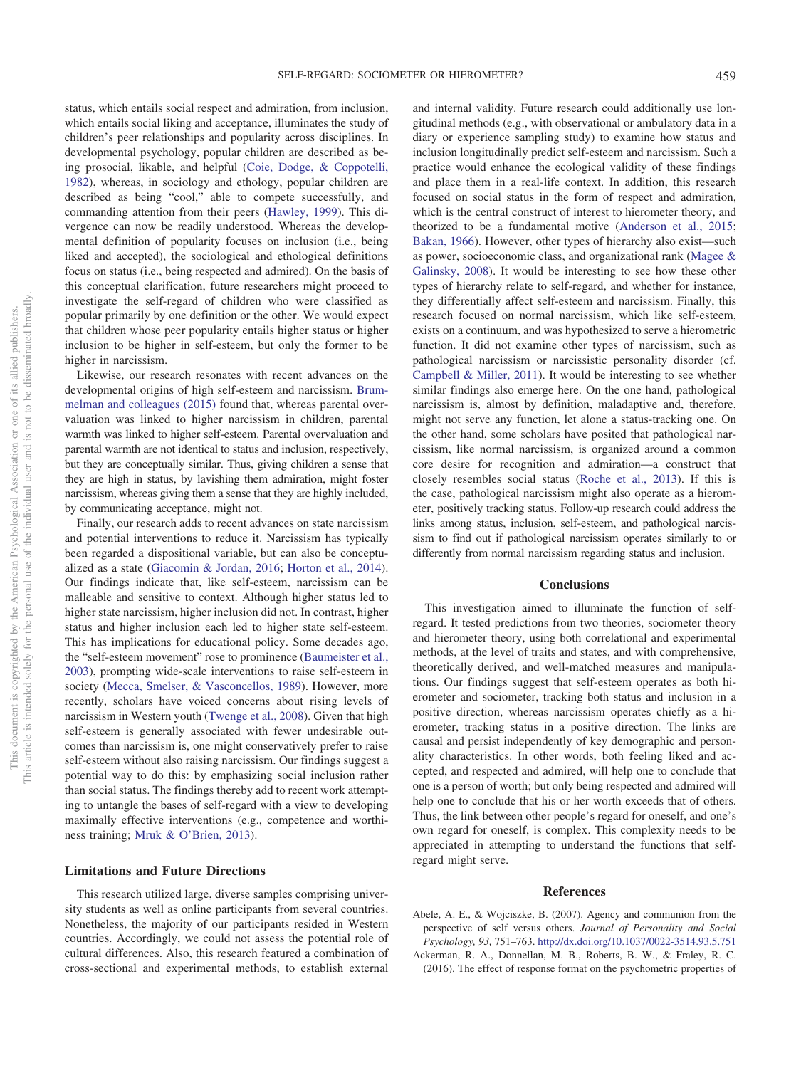status, which entails social respect and admiration, from inclusion, which entails social liking and acceptance, illuminates the study of children's peer relationships and popularity across disciplines. In developmental psychology, popular children are described as being prosocial, likable, and helpful (Coie, Dodge, & Coppotelli, 1982), whereas, in sociology and ethology, popular children are described as being "cool," able to compete successfully, and commanding attention from their peers (Hawley, 1999). This divergence can now be readily understood. Whereas the developmental definition of popularity focuses on inclusion (i.e., being liked and accepted), the sociological and ethological definitions focus on status (i.e., being respected and admired). On the basis of this conceptual clarification, future researchers might proceed to investigate the self-regard of children who were classified as popular primarily by one definition or the other. We would expect that children whose peer popularity entails higher status or higher inclusion to be higher in self-esteem, but only the former to be higher in narcissism.

Likewise, our research resonates with recent advances on the developmental origins of high self-esteem and narcissism. Brummelman and colleagues (2015) found that, whereas parental overvaluation was linked to higher narcissism in children, parental warmth was linked to higher self-esteem. Parental overvaluation and parental warmth are not identical to status and inclusion, respectively, but they are conceptually similar. Thus, giving children a sense that they are high in status, by lavishing them admiration, might foster narcissism, whereas giving them a sense that they are highly included, by communicating acceptance, might not.

Finally, our research adds to recent advances on state narcissism and potential interventions to reduce it. Narcissism has typically been regarded a dispositional variable, but can also be conceptualized as a state (Giacomin & Jordan, 2016; Horton et al., 2014). Our findings indicate that, like self-esteem, narcissism can be malleable and sensitive to context. Although higher status led to higher state narcissism, higher inclusion did not. In contrast, higher status and higher inclusion each led to higher state self-esteem. This has implications for educational policy. Some decades ago, the "self-esteem movement" rose to prominence (Baumeister et al., 2003), prompting wide-scale interventions to raise self-esteem in society (Mecca, Smelser, & Vasconcellos, 1989). However, more recently, scholars have voiced concerns about rising levels of narcissism in Western youth (Twenge et al., 2008). Given that high self-esteem is generally associated with fewer undesirable outcomes than narcissism is, one might conservatively prefer to raise self-esteem without also raising narcissism. Our findings suggest a potential way to do this: by emphasizing social inclusion rather than social status. The findings thereby add to recent work attempting to untangle the bases of self-regard with a view to developing maximally effective interventions (e.g., competence and worthiness training; Mruk & O'Brien, 2013).

## Limitations and Future Directions

This research utilized large, diverse samples comprising university students as well as online participants from several countries. Nonetheless, the majority of our participants resided in Western countries. Accordingly, we could not assess the potential role of cultural differences. Also, this research featured a combination of cross-sectional and experimental methods, to establish external and internal validity. Future research could additionally use longitudinal methods (e.g., with observational or ambulatory data in a diary or experience sampling study) to examine how status and inclusion longitudinally predict self-esteem and narcissism. Such a practice would enhance the ecological validity of these findings and place them in a real-life context. In addition, this research focused on social status in the form of respect and admiration, which is the central construct of interest to hierometer theory, and theorized to be a fundamental motive (Anderson et al., 2015; Bakan, 1966). However, other types of hierarchy also exist—such as power, socioeconomic class, and organizational rank (Magee & Galinsky, 2008). It would be interesting to see how these other types of hierarchy relate to self-regard, and whether for instance, they differentially affect self-esteem and narcissism. Finally, this research focused on normal narcissism, which like self-esteem, exists on a continuum, and was hypothesized to serve a hierometric function. It did not examine other types of narcissism, such as pathological narcissism or narcissistic personality disorder (cf. Campbell & Miller, 2011). It would be interesting to see whether similar findings also emerge here. On the one hand, pathological narcissism is, almost by definition, maladaptive and, therefore, might not serve any function, let alone a status-tracking one. On the other hand, some scholars have posited that pathological narcissism, like normal narcissism, is organized around a common core desire for recognition and admiration—a construct that closely resembles social status (Roche et al., 2013). If this is the case, pathological narcissism might also operate as a hierometer, positively tracking status. Follow-up research could address the links among status, inclusion, self-esteem, and pathological narcissism to find out if pathological narcissism operates similarly to or differently from normal narcissism regarding status and inclusion.

## Conclusions

This investigation aimed to illuminate the function of self-regard. It tested predictions from two theories, sociometer theory and hierometer theory, using both correlational and experimental methods, at the level of traits and states, and with comprehensive, theoretically derived, and well-matched measures and manipulations. Our findings suggest that self-esteem operates as both hierometer and sociometer, tracking both status and inclusion in a positive direction, whereas narcissism operates chiefly as a hierometer, tracking status in a positive direction. The links are causal and persist independently of key demographic and personality characteristics. In other words, both feeling liked and accepted, and respected and admired, will help one to conclude that one is a person of worth; but only being respected and admired will help one to conclude that his or her worth exceeds that of others. Thus, the link between other people's regard for oneself, and one's own regard for oneself, is complex. This complexity needs to be appreciated in attempting to understand the functions that self-regard might serve.

## References

Abele, A. E., & Wojciszke, B. (2007). Agency and communion from the perspective of self versus others. *Journal of Personality and Social Psychology, 93,* 751–763. http://dx.doi.org/10.1037/0022-3514.93.5.751

Ackerman, R. A., Donnellan, M. B., Roberts, B. W., & Fraley, R. C. (2016). The effect of response format on the psychometric properties of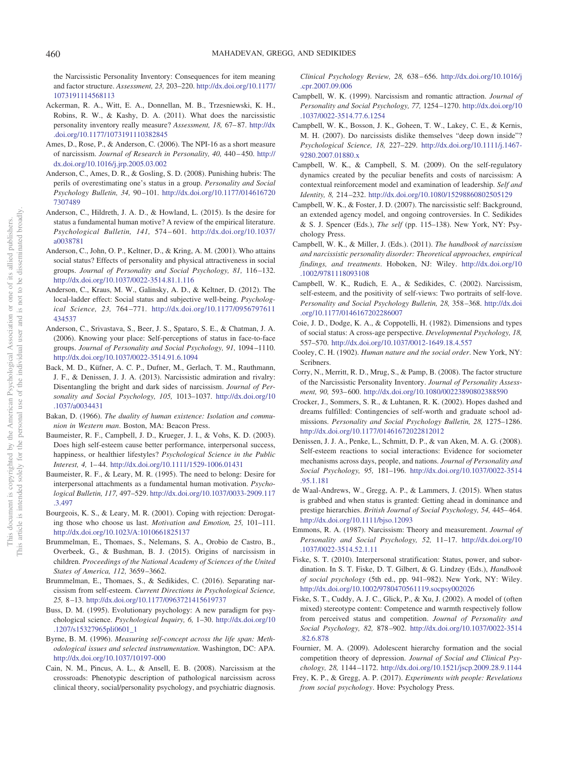the Narcissistic Personality Inventory: Consequences for item meaning and factor structure. *Assessment, 23,* 203–220. http://dx.doi.org/10.1177/1073191114568113

Ackerman, R. A., Witt, E. A., Donnellan, M. B., Trzesniewski, K. H., Robins, R. W., & Kashy, D. A. (2011). What does the narcissistic personality inventory really measure? *Assessment, 18,* 67–87. http://dx.doi.org/10.1177/1073191110382845

Ames, D., Rose, P., & Anderson, C. (2006). The NPI-16 as a short measure of narcissism. *Journal of Research in Personality, 40,* 440–450. http://dx.doi.org/10.1016/j.jrp.2005.03.002

Anderson, C., Ames, D. R., & Gosling, S. D. (2008). Punishing hubris: The perils of overestimating one's status in a group. *Personality and Social Psychology Bulletin, 34,* 90–101. http://dx.doi.org/10.1177/0146167207307489

Anderson, C., Hildreth, J. A. D., & Howland, L. (2015). Is the desire for status a fundamental human motive? A review of the empirical literature. *Psychological Bulletin, 141,* 574–601. http://dx.doi.org/10.1037/a0038781

Anderson, C., John, O. P., Keltner, D., & Kring, A. M. (2001). Who attains social status? Effects of personality and physical attractiveness in social groups. *Journal of Personality and Social Psychology, 81,* 116–132. http://dx.doi.org/10.1037/0022-3514.81.1.116

Anderson, C., Kraus, M. W., Galinsky, A. D., & Keltner, D. (2012). The local-ladder effect: Social status and subjective well-being. *Psychological Science, 23,* 764–771. http://dx.doi.org/10.1177/0956797611434537

Anderson, C., Srivastava, S., Beer, J. S., Spataro, S. E., & Chatman, J. A. (2006). Knowing your place: Self-perceptions of status in face-to-face groups. *Journal of Personality and Social Psychology, 91,* 1094–1110. http://dx.doi.org/10.1037/0022-3514.91.6.1094

Back, M. D., Küfner, A. C. P., Dufner, M., Gerlach, T. M., Rauthmann, J. F., & Denissen, J. J. A. (2013). Narcissistic admiration and rivalry: Disentangling the bright and dark sides of narcissism. *Journal of Personality and Social Psychology, 105,* 1013–1037. http://dx.doi.org/10.1037/a0034431

Bakan, D. (1966). *The duality of human existence: Isolation and communion in Western man*. Boston, MA: Beacon Press.

Baumeister, R. F., Campbell, J. D., Krueger, J. I., & Vohs, K. D. (2003). Does high self-esteem cause better performance, interpersonal success, happiness, or healthier lifestyles? *Psychological Science in the Public Interest, 4,* 1–44. http://dx.doi.org/10.1111/1529-1006.01431

Baumeister, R. F., & Leary, M. R. (1995). The need to belong: Desire for interpersonal attachments as a fundamental human motivation. *Psychological Bulletin, 117,* 497–529. http://dx.doi.org/10.1037/0033-2909.117.3.497

Bourgeois, K. S., & Leary, M. R. (2001). Coping with rejection: Derogating those who choose us last. *Motivation and Emotion, 25,* 101–111. http://dx.doi.org/10.1023/A:1010661825137

Brummelman, E., Thomaes, S., Nelemans, S. A., Orobio de Castro, B., Overbeek, G., & Bushman, B. J. (2015). Origins of narcissism in children. *Proceedings of the National Academy of Sciences of the United States of America, 112,* 3659–3662.

Brummelman, E., Thomaes, S., & Sedikides, C. (2016). Separating narcissism from self-esteem. *Current Directions in Psychological Science, 25,* 8–13. http://dx.doi.org/10.1177/0963721415619737

Buss, D. M. (1995). Evolutionary psychology: A new paradigm for psychological science. *Psychological Inquiry, 6,* 1–30. http://dx.doi.org/10.1207/s15327965pli0601_1

Byrne, B. M. (1996). *Measuring self-concept across the life span: Methodological issues and selected instrumentation*. Washington, DC: APA. http://dx.doi.org/10.1037/10197-000

Cain, N. M., Pincus, A. L., & Ansell, E. B. (2008). Narcissism at the crossroads: Phenotypic description of pathological narcissism across clinical theory, social/personality psychology, and psychiatric diagnosis. *Clinical Psychology Review, 28,* 638–656. http://dx.doi.org/10.1016/j.cpr.2007.09.006

Campbell, W. K. (1999). Narcissism and romantic attraction. *Journal of Personality and Social Psychology, 77,* 1254–1270. http://dx.doi.org/10.1037/0022-3514.77.6.1254

Campbell, W. K., Bosson, J. K., Goheen, T. W., Lakey, C. E., & Kernis, M. H. (2007). Do narcissists dislike themselves "deep down inside"? *Psychological Science, 18,* 227–229. http://dx.doi.org/10.1111/j.1467-9280.2007.01880.x

Campbell, W. K., & Campbell, S. M. (2009). On the self-regulatory dynamics created by the peculiar benefits and costs of narcissism: A contextual reinforcement model and examination of leadership. *Self and Identity, 8,* 214–232. http://dx.doi.org/10.1080/15298860802505129

Campbell, W. K., & Foster, J. D. (2007). The narcissistic self: Background, an extended agency model, and ongoing controversies. In C. Sedikides & S. J. Spencer (Eds.), *The self* (pp. 115–138). New York, NY: Psychology Press.

Campbell, W. K., & Miller, J. (Eds.). (2011). *The handbook of narcissism and narcissistic personality disorder: Theoretical approaches, empirical findings, and treatments*. Hoboken, NJ: Wiley. http://dx.doi.org/10.1002/9781118093108

Campbell, W. K., Rudich, E. A., & Sedikides, C. (2002). Narcissism, self-esteem, and the positivity of self-views: Two portraits of self-love. *Personality and Social Psychology Bulletin, 28,* 358–368. http://dx.doi.org/10.1177/0146167202286007

Coie, J. D., Dodge, K. A., & Coppotelli, H. (1982). Dimensions and types of social status: A cross-age perspective. *Developmental Psychology, 18,* 557–570. http://dx.doi.org/10.1037/0012-1649.18.4.557

Cooley, C. H. (1902). *Human nature and the social order*. New York, NY: Scribners.

Corry, N., Merritt, R. D., Mrug, S., & Pamp, B. (2008). The factor structure of the Narcissistic Personality Inventory. *Journal of Personality Assessment, 90,* 593–600. http://dx.doi.org/10.1080/00223890802388590

Crocker, J., Sommers, S. R., & Luhtanen, R. K. (2002). Hopes dashed and dreams fulfilled: Contingencies of self-worth and graduate school admissions. *Personality and Social Psychology Bulletin, 28,* 1275–1286. http://dx.doi.org/10.1177/01461672022812012

Denissen, J. J. A., Penke, L., Schmitt, D. P., & van Aken, M. A. G. (2008). Self-esteem reactions to social interactions: Evidence for sociometer mechanisms across days, people, and nations. *Journal of Personality and Social Psychology, 95,* 181–196. http://dx.doi.org/10.1037/0022-3514.95.1.181

de Waal-Andrews, W., Gregg, A. P., & Lammers, J. (2015). When status is grabbed and when status is granted: Getting ahead in dominance and prestige hierarchies. *British Journal of Social Psychology, 54,* 445–464. http://dx.doi.org/10.1111/bjso.12093

Emmons, R. A. (1987). Narcissism: Theory and measurement. *Journal of Personality and Social Psychology, 52,* 11–17. http://dx.doi.org/10.1037/0022-3514.52.1.11

Fiske, S. T. (2010). Interpersonal stratification: Status, power, and subordination. In S. T. Fiske, D. T. Gilbert, & G. Lindzey (Eds.), *Handbook of social psychology* (5th ed., pp. 941–982). New York, NY: Wiley. http://dx.doi.org/10.1002/9780470561119.socpsy002026

Fiske, S. T., Cuddy, A. J. C., Glick, P., & Xu, J. (2002). A model of (often mixed) stereotype content: Competence and warmth respectively follow from perceived status and competition. *Journal of Personality and Social Psychology, 82,* 878–902. http://dx.doi.org/10.1037/0022-3514.82.6.878

Fournier, M. A. (2009). Adolescent hierarchy formation and the social competition theory of depression. *Journal of Social and Clinical Psychology, 28,* 1144–1172. http://dx.doi.org/10.1521/jscp.2009.28.9.1144

Frey, K. P., & Gregg, A. P. (2017). *Experiments with people: Revelations from social psychology*. Hove: Psychology Press.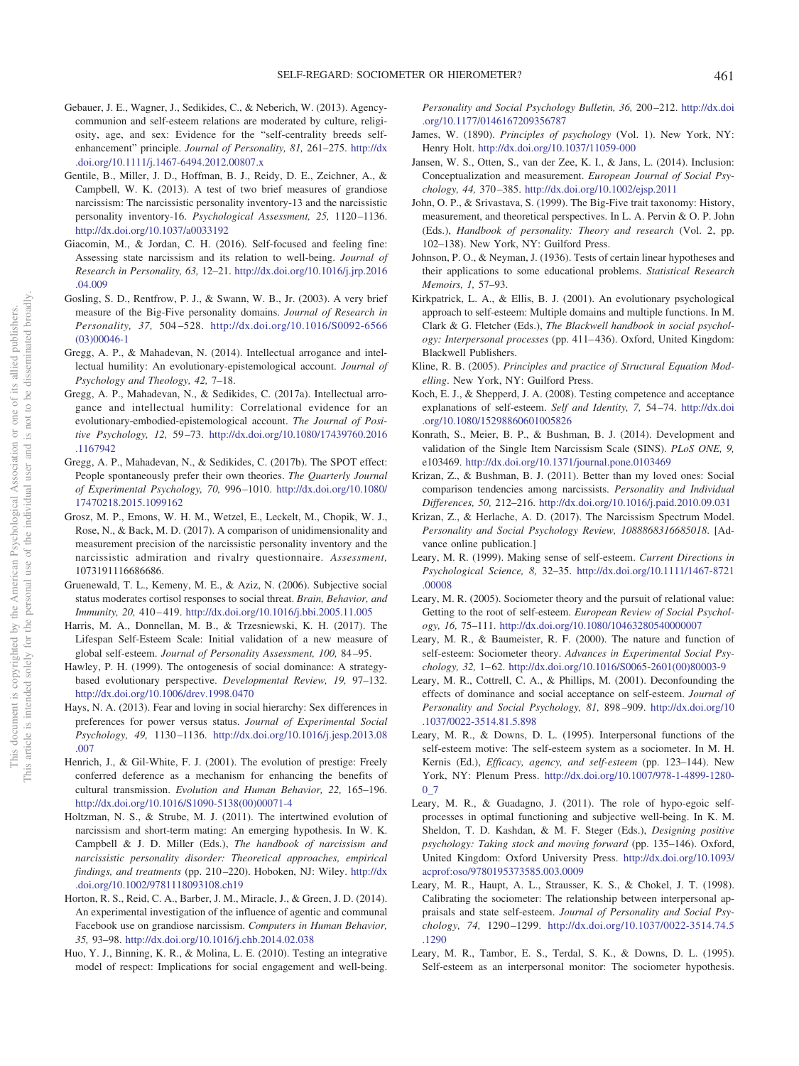Gebauer, J. E., Wagner, J., Sedikides, C., & Neberich, W. (2013). Agency-communion and self-esteem relations are moderated by culture, religiosity, age, and sex: Evidence for the "self-centrality breeds self-enhancement" principle. *Journal of Personality, 81,* 261–275. http://dx.doi.org/10.1111/j.1467-6494.2012.00807.x

Gentile, B., Miller, J. D., Hoffman, B. J., Reidy, D. E., Zeichner, A., & Campbell, W. K. (2013). A test of two brief measures of grandiose narcissism: The narcissistic personality inventory-13 and the narcissistic personality inventory-16. *Psychological Assessment, 25,* 1120–1136. http://dx.doi.org/10.1037/a0033192

Giacomin, M., & Jordan, C. H. (2016). Self-focused and feeling fine: Assessing state narcissism and its relation to well-being. *Journal of Research in Personality, 63,* 12–21. http://dx.doi.org/10.1016/j.jrp.2016.04.009

Gosling, S. D., Rentfrow, P. J., & Swann, W. B., Jr. (2003). A very brief measure of the Big-Five personality domains. *Journal of Research in Personality, 37,* 504–528. http://dx.doi.org/10.1016/S0092-6566(03)00046-1

Gregg, A. P., & Mahadevan, N. (2014). Intellectual arrogance and intellectual humility: An evolutionary-epistemological account. *Journal of Psychology and Theology, 42,* 7–18.

Gregg, A. P., Mahadevan, N., & Sedikides, C. (2017a). Intellectual arrogance and intellectual humility: Correlational evidence for an evolutionary-embodied-epistemological account. *The Journal of Positive Psychology, 12,* 59–73. http://dx.doi.org/10.1080/17439760.2016.1167942

Gregg, A. P., Mahadevan, N., & Sedikides, C. (2017b). The SPOT effect: People spontaneously prefer their own theories. *The Quarterly Journal of Experimental Psychology, 70,* 996–1010. http://dx.doi.org/10.1080/17470218.2015.1099162

Grosz, M. P., Emons, W. H. M., Wetzel, E., Leckelt, M., Chopik, W. J., Rose, N., & Back, M. D. (2017). A comparison of unidimensionality and measurement precision of the narcissistic personality inventory and the narcissistic admiration and rivalry questionnaire. *Assessment,* 1073191116686686.

Gruenewald, T. L., Kemeny, M. E., & Aziz, N. (2006). Subjective social status moderates cortisol responses to social threat. *Brain, Behavior, and Immunity, 20,* 410–419. http://dx.doi.org/10.1016/j.bbi.2005.11.005

Harris, M. A., Donnellan, M. B., & Trzesniewski, K. H. (2017). The Lifespan Self-Esteem Scale: Initial validation of a new measure of global self-esteem. *Journal of Personality Assessment, 100,* 84–95.

Hawley, P. H. (1999). The ontogenesis of social dominance: A strategy-based evolutionary perspective. *Developmental Review, 19,* 97–132. http://dx.doi.org/10.1006/drev.1998.0470

Hays, N. A. (2013). Fear and loving in social hierarchy: Sex differences in preferences for power versus status. *Journal of Experimental Social Psychology, 49,* 1130–1136. http://dx.doi.org/10.1016/j.jesp.2013.08.007

Henrich, J., & Gil-White, F. J. (2001). The evolution of prestige: Freely conferred deference as a mechanism for enhancing the benefits of cultural transmission. *Evolution and Human Behavior, 22,* 165–196. http://dx.doi.org/10.1016/S1090-5138(00)00071-4

Holtzman, N. S., & Strube, M. J. (2011). The intertwined evolution of narcissism and short-term mating: An emerging hypothesis. In W. K. Campbell & J. D. Miller (Eds.), *The handbook of narcissism and narcissistic personality disorder: Theoretical approaches, empirical findings, and treatments* (pp. 210–220). Hoboken, NJ: Wiley. http://dx.doi.org/10.1002/9781118093108.ch19

Horton, R. S., Reid, C. A., Barber, J. M., Miracle, J., & Green, J. D. (2014). An experimental investigation of the influence of agentic and communal Facebook use on grandiose narcissism. *Computers in Human Behavior, 35,* 93–98. http://dx.doi.org/10.1016/j.chb.2014.02.038

Huo, Y. J., Binning, K. R., & Molina, L. E. (2010). Testing an integrative model of respect: Implications for social engagement and well-being. *Personality and Social Psychology Bulletin, 36,* 200–212. http://dx.doi.org/10.1177/0146167209356787

James, W. (1890). *Principles of psychology* (Vol. 1). New York, NY: Henry Holt. http://dx.doi.org/10.1037/11059-000

Jansen, W. S., Otten, S., van der Zee, K. I., & Jans, L. (2014). Inclusion: Conceptualization and measurement. *European Journal of Social Psychology, 44,* 370–385. http://dx.doi.org/10.1002/ejsp.2011

John, O. P., & Srivastava, S. (1999). The Big-Five trait taxonomy: History, measurement, and theoretical perspectives. In L. A. Pervin & O. P. John (Eds.), *Handbook of personality: Theory and research* (Vol. 2, pp. 102–138). New York, NY: Guilford Press.

Johnson, P. O., & Neyman, J. (1936). Tests of certain linear hypotheses and their applications to some educational problems. *Statistical Research Memoirs, 1,* 57–93.

Kirkpatrick, L. A., & Ellis, B. J. (2001). An evolutionary psychological approach to self-esteem: Multiple domains and multiple functions. In M. Clark & G. Fletcher (Eds.), *The Blackwell handbook in social psychology: Interpersonal processes* (pp. 411–436). Oxford, United Kingdom: Blackwell Publishers.

Kline, R. B. (2005). *Principles and practice of Structural Equation Modelling*. New York, NY: Guilford Press.

Koch, E. J., & Shepperd, J. A. (2008). Testing competence and acceptance explanations of self-esteem. *Self and Identity, 7,* 54–74. http://dx.doi.org/10.1080/15298860601005826

Konrath, S., Meier, B. P., & Bushman, B. J. (2014). Development and validation of the Single Item Narcissism Scale (SINS). *PLoS ONE, 9,* e103469. http://dx.doi.org/10.1371/journal.pone.0103469

Krizan, Z., & Bushman, B. J. (2011). Better than my loved ones: Social comparison tendencies among narcissists. *Personality and Individual Differences, 50,* 212–216. http://dx.doi.org/10.1016/j.paid.2010.09.031

Krizan, Z., & Herlache, A. D. (2017). The Narcissism Spectrum Model. *Personality and Social Psychology Review, 1088868316685018*. [Advance online publication.]

Leary, M. R. (1999). Making sense of self-esteem. *Current Directions in Psychological Science, 8,* 32–35. http://dx.doi.org/10.1111/1467-8721.00008

Leary, M. R. (2005). Sociometer theory and the pursuit of relational value: Getting to the root of self-esteem. *European Review of Social Psychology, 16,* 75–111. http://dx.doi.org/10.1080/10463280540000007

Leary, M. R., & Baumeister, R. F. (2000). The nature and function of self-esteem: Sociometer theory. *Advances in Experimental Social Psychology, 32,* 1–62. http://dx.doi.org/10.1016/S0065-2601(00)80003-9

Leary, M. R., Cottrell, C. A., & Phillips, M. (2001). Deconfounding the effects of dominance and social acceptance on self-esteem. *Journal of Personality and Social Psychology, 81,* 898–909. http://dx.doi.org/10.1037/0022-3514.81.5.898

Leary, M. R., & Downs, D. L. (1995). Interpersonal functions of the self-esteem motive: The self-esteem system as a sociometer. In M. H. Kernis (Ed.), *Efficacy, agency, and self-esteem* (pp. 123–144). New York, NY: Plenum Press. http://dx.doi.org/10.1007/978-1-4899-1280-0_7

Leary, M. R., & Guadagno, J. (2011). The role of hypo-egoic self-processes in optimal functioning and subjective well-being. In K. M. Sheldon, T. D. Kashdan, & M. F. Steger (Eds.), *Designing positive psychology: Taking stock and moving forward* (pp. 135–146). Oxford, United Kingdom: Oxford University Press. http://dx.doi.org/10.1093/acprof:oso/9780195373585.003.0009

Leary, M. R., Haupt, A. L., Strausser, K. S., & Chokel, J. T. (1998). Calibrating the sociometer: The relationship between interpersonal appraisals and state self-esteem. *Journal of Personality and Social Psychology, 74,* 1290–1299. http://dx.doi.org/10.1037/0022-3514.74.5.1290

Leary, M. R., Tambor, E. S., Terdal, S. K., & Downs, D. L. (1995). Self-esteem as an interpersonal monitor: The sociometer hypothesis.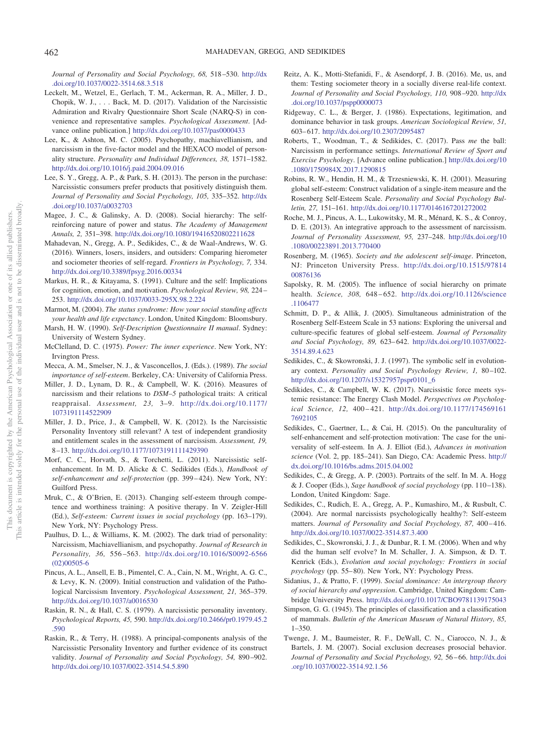*Journal of Personality and Social Psychology, 68,* 518–530. http://dx.doi.org/10.1037/0022-3514.68.3.518

Leckelt, M., Wetzel, E., Gerlach, T. M., Ackerman, R. A., Miller, J. D., Chopik, W. J., . . . Back, M. D. (2017). Validation of the Narcissistic Admiration and Rivalry Questionnaire Short Scale (NARQ-S) in convenience and representative samples. *Psychological Assessment*. [Advance online publication.] http://dx.doi.org/10.1037/pas0000433

Lee, K., & Ashton, M. C. (2005). Psychopathy, machiavellianism, and narcissism in the five-factor model and the HEXACO model of personality structure. *Personality and Individual Differences, 38,* 1571–1582. http://dx.doi.org/10.1016/j.paid.2004.09.016

Lee, S. Y., Gregg, A. P., & Park, S. H. (2013). The person in the purchase: Narcissistic consumers prefer products that positively distinguish them. *Journal of Personality and Social Psychology, 105,* 335–352. http://dx.doi.org/10.1037/a0032703

Magee, J. C., & Galinsky, A. D. (2008). Social hierarchy: The self-reinforcing nature of power and status. *The Academy of Management Annals, 2,* 351–398. http://dx.doi.org/10.1080/19416520802211628

Mahadevan, N., Gregg, A. P., Sedikides, C., & de Waal-Andrews, W. G. (2016). Winners, losers, insiders, and outsiders: Comparing hierometer and sociometer theories of self-regard. *Frontiers in Psychology, 7,* 334. http://dx.doi.org/10.3389/fpsyg.2016.00334

Markus, H. R., & Kitayama, S. (1991). Culture and the self: Implications for cognition, emotion, and motivation. *Psychological Review, 98,* 224–253. http://dx.doi.org/10.1037/0033-295X.98.2.224

Marmot, M. (2004). *The status syndrome: How your social standing affects your health and life expectancy*. London, United Kingdom: Bloomsbury.

Marsh, H. W. (1990). *Self-Description Questionnaire II manual*. Sydney: University of Western Sydney.

McClelland, D. C. (1975). *Power: The inner experience*. New York, NY: Irvington Press.

Mecca, A. M., Smelser, N. J., & Vasconcellos, J. (Eds.). (1989). *The social importance of self-esteem*. Berkeley, CA: University of California Press.

Miller, J. D., Lynam, D. R., & Campbell, W. K. (2016). Measures of narcissism and their relations to *DSM–5* pathological traits: A critical reappraisal. *Assessment, 23,* 3–9. http://dx.doi.org/10.1177/1073191114522909

Miller, J. D., Price, J., & Campbell, W. K. (2012). Is the Narcissistic Personality Inventory still relevant? A test of independent grandiosity and entitlement scales in the assessment of narcissism. *Assessment, 19,* 8–13. http://dx.doi.org/10.1177/1073191111429390

Morf, C. C., Horvath, S., & Torchetti, L. (2011). Narcissistic self-enhancement. In M. D. Alicke & C. Sedikides (Eds.), *Handbook of self-enhancement and self-protection* (pp. 399–424). New York, NY: Guilford Press.

Mruk, C., & O'Brien, E. (2013). Changing self-esteem through competence and worthiness training: A positive therapy. In V. Zeigler-Hill (Ed.), *Self-esteem: Current issues in social psychology* (pp. 163–179). New York, NY: Psychology Press.

Paulhus, D. L., & Williams, K. M. (2002). The dark triad of personality: Narcissism, Machiavellianism, and psychopathy. *Journal of Research in Personality, 36,* 556–563. http://dx.doi.org/10.1016/S0092-6566(02)00505-6

Pincus, A. L., Ansell, E. B., Pimentel, C. A., Cain, N. M., Wright, A. G. C., & Levy, K. N. (2009). Initial construction and validation of the Pathological Narcissism Inventory. *Psychological Assessment, 21,* 365–379. http://dx.doi.org/10.1037/a0016530

Raskin, R. N., & Hall, C. S. (1979). A narcissistic personality inventory. *Psychological Reports, 45,* 590. http://dx.doi.org/10.2466/pr0.1979.45.2.590

Raskin, R., & Terry, H. (1988). A principal-components analysis of the Narcissistic Personality Inventory and further evidence of its construct validity. *Journal of Personality and Social Psychology, 54,* 890–902. http://dx.doi.org/10.1037/0022-3514.54.5.890

Reitz, A. K., Motti-Stefanidi, F., & Asendorpf, J. B. (2016). Me, us, and them: Testing sociometer theory in a socially diverse real-life context. *Journal of Personality and Social Psychology, 110,* 908–920. http://dx.doi.org/10.1037/pspp0000073

Ridgeway, C. L., & Berger, J. (1986). Expectations, legitimation, and dominance behavior in task groups. *American Sociological Review, 51,* 603–617. http://dx.doi.org/10.2307/2095487

Roberts, T., Woodman, T., & Sedikides, C. (2017). Pass *me* the ball: Narcissism in performance settings. *International Review of Sport and Exercise Psychology*. [Advance online publication.] http://dx.doi.org/10.1080/1750984X.2017.1290815

Robins, R. W., Hendin, H. M., & Trzesniewski, K. H. (2001). Measuring global self-esteem: Construct validation of a single-item measure and the Rosenberg Self-Esteem Scale. *Personality and Social Psychology Bulletin, 27,* 151–161. http://dx.doi.org/10.1177/0146167201272002

Roche, M. J., Pincus, A. L., Lukowitsky, M. R., Ménard, K. S., & Conroy, D. E. (2013). An integrative approach to the assessment of narcissism. *Journal of Personality Assessment, 95,* 237–248. http://dx.doi.org/10.1080/00223891.2013.770400

Rosenberg, M. (1965). *Society and the adolescent self-image*. Princeton, NJ: Princeton University Press. http://dx.doi.org/10.1515/9781400876136

Sapolsky, R. M. (2005). The influence of social hierarchy on primate health. *Science, 308,* 648–652. http://dx.doi.org/10.1126/science.1106477

Schmitt, D. P., & Allik, J. (2005). Simultaneous administration of the Rosenberg Self-Esteem Scale in 53 nations: Exploring the universal and culture-specific features of global self-esteem. *Journal of Personality and Social Psychology, 89,* 623–642. http://dx.doi.org/10.1037/0022-3514.89.4.623

Sedikides, C., & Skowronski, J. J. (1997). The symbolic self in evolutionary context. *Personality and Social Psychology Review, 1,* 80–102. http://dx.doi.org/10.1207/s15327957pspr0101_6

Sedikides, C., & Campbell, W. K. (2017). Narcissistic force meets systemic resistance: The Energy Clash Model. *Perspectives on Psychological Science, 12,* 400–421. http://dx.doi.org/10.1177/1745691617692105

Sedikides, C., Gaertner, L., & Cai, H. (2015). On the panculturality of self-enhancement and self-protection motivation: The case for the universality of self-esteem. In A. J. Elliot (Ed.), *Advances in motivation science* (Vol. 2, pp. 185–241). San Diego, CA: Academic Press. http://dx.doi.org/10.1016/bs.adms.2015.04.002

Sedikides, C., & Gregg, A. P. (2003). Portraits of the self. In M. A. Hogg & J. Cooper (Eds.), *Sage handbook of social psychology* (pp. 110–138). London, United Kingdom: Sage.

Sedikides, C., Rudich, E. A., Gregg, A. P., Kumashiro, M., & Rusbult, C. (2004). Are normal narcissists psychologically healthy?: Self-esteem matters. *Journal of Personality and Social Psychology, 87,* 400–416. http://dx.doi.org/10.1037/0022-3514.87.3.400

Sedikides, C., Skowronski, J. J., & Dunbar, R. I. M. (2006). When and why did the human self evolve? In M. Schaller, J. A. Simpson, & D. T. Kenrick (Eds.), *Evolution and social psychology: Frontiers in social psychology* (pp. 55–80). New York, NY: Psychology Press.

Sidanius, J., & Pratto, F. (1999). *Social dominance: An intergroup theory of social hierarchy and oppression*. Cambridge, United Kingdom: Cambridge University Press. http://dx.doi.org/10.1017/CBO9781139175043

Simpson, G. G. (1945). The principles of classification and a classification of mammals. *Bulletin of the American Museum of Natural History, 85,* 1–350.

Twenge, J. M., Baumeister, R. F., DeWall, C. N., Ciarocco, N. J., & Bartels, J. M. (2007). Social exclusion decreases prosocial behavior. *Journal of Personality and Social Psychology, 92,* 56–66. http://dx.doi.org/10.1037/0022-3514.92.1.56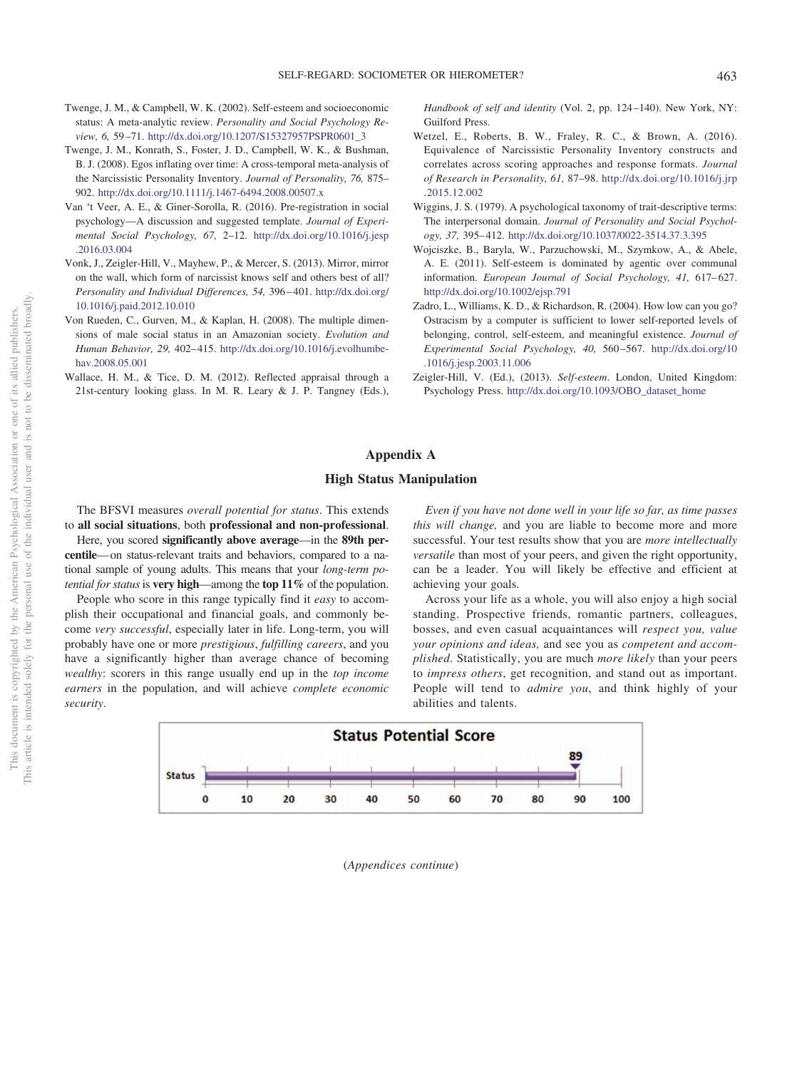Twenge, J. M., & Campbell, W. K. (2002). Self-esteem and socioeconomic status: A meta-analytic review. *Personality and Social Psychology Review, 6,* 59–71. http://dx.doi.org/10.1207/S15327957PSPR0601_3

Twenge, J. M., Konrath, S., Foster, J. D., Campbell, W. K., & Bushman, B. J. (2008). Egos inflating over time: A cross-temporal meta-analysis of the Narcissistic Personality Inventory. *Journal of Personality, 76,* 875–902. http://dx.doi.org/10.1111/j.1467-6494.2008.00507.x

Van 't Veer, A. E., & Giner-Sorolla, R. (2016). Pre-registration in social psychology—A discussion and suggested template. *Journal of Experimental Social Psychology, 67,* 2–12. http://dx.doi.org/10.1016/j.jesp.2016.03.004

Vonk, J., Zeigler-Hill, V., Mayhew, P., & Mercer, S. (2013). Mirror, mirror on the wall, which form of narcissist knows self and others best of all? *Personality and Individual Differences, 54,* 396–401. http://dx.doi.org/10.1016/j.paid.2012.10.010

Von Rueden, C., Gurven, M., & Kaplan, H. (2008). The multiple dimensions of male social status in an Amazonian society. *Evolution and Human Behavior, 29,* 402–415. http://dx.doi.org/10.1016/j.evolhumbehav.2008.05.001

Wallace, H. M., & Tice, D. M. (2012). Reflected appraisal through a 21st-century looking glass. In M. R. Leary & J. P. Tangney (Eds.), *Handbook of self and identity* (Vol. 2, pp. 124–140). New York, NY: Guilford Press.

Wetzel, E., Roberts, B. W., Fraley, R. C., & Brown, A. (2016). Equivalence of Narcissistic Personality Inventory constructs and correlates across scoring approaches and response formats. *Journal of Research in Personality, 61,* 87–98. http://dx.doi.org/10.1016/j.jrp.2015.12.002

Wiggins, J. S. (1979). A psychological taxonomy of trait-descriptive terms: The interpersonal domain. *Journal of Personality and Social Psychology, 37,* 395–412. http://dx.doi.org/10.1037/0022-3514.37.3.395

Wojciszke, B., Baryla, W., Parzuchowski, M., Szymkow, A., & Abele, A. E. (2011). Self-esteem is dominated by agentic over communal information. *European Journal of Social Psychology, 41,* 617–627. http://dx.doi.org/10.1002/ejsp.791

Zadro, L., Williams, K. D., & Richardson, R. (2004). How low can you go? Ostracism by a computer is sufficient to lower self-reported levels of belonging, control, self-esteem, and meaningful existence. *Journal of Experimental Social Psychology, 40,* 560–567. http://dx.doi.org/10.1016/j.jesp.2003.11.006

Zeigler-Hill, V. (Ed.), (2013). *Self-esteem*. London, United Kingdom: Psychology Press. http://dx.doi.org/10.1093/OBO_dataset_home

## Appendix A

### High Status Manipulation

The BFSVI measures *overall potential for status*. This extends to **all social situations**, both **professional and non-professional**.

Here, you scored **significantly above average**—in the **89th percentile**—on status-relevant traits and behaviors, compared to a national sample of young adults. This means that your *long-term potential for status* is **very high**—among the **top 11%** of the population.

People who score in this range typically find it *easy* to accomplish their occupational and financial goals, and commonly become *very successful*, especially later in life. Long-term, you will probably have one or more *prestigious*, *fulfilling careers*, and you have a significantly higher than average chance of becoming *wealthy*: scorers in this range usually end up in the *top income earners* in the population, and will achieve *complete economic security*.

*Even if you have not done well in your life so far, as time passes this will change,* and you are liable to become more and more successful. Your test results show that you are *more intellectually versatile* than most of your peers, and given the right opportunity, can be a leader. You will likely be effective and efficient at achieving your goals.

Across your life as a whole, you will also enjoy a high social standing. Prospective friends, romantic partners, colleagues, bosses, and even casual acquaintances will *respect you, value your opinions and ideas,* and see you as *competent and accomplished*. Statistically, you are much *more likely* than your peers to *impress others*, get recognition, and stand out as important. People will tend to *admire you*, and think highly of your abilities and talents.

**Status Potential Score**

Status: 89 (scale 0–100)

(*Appendices continue*)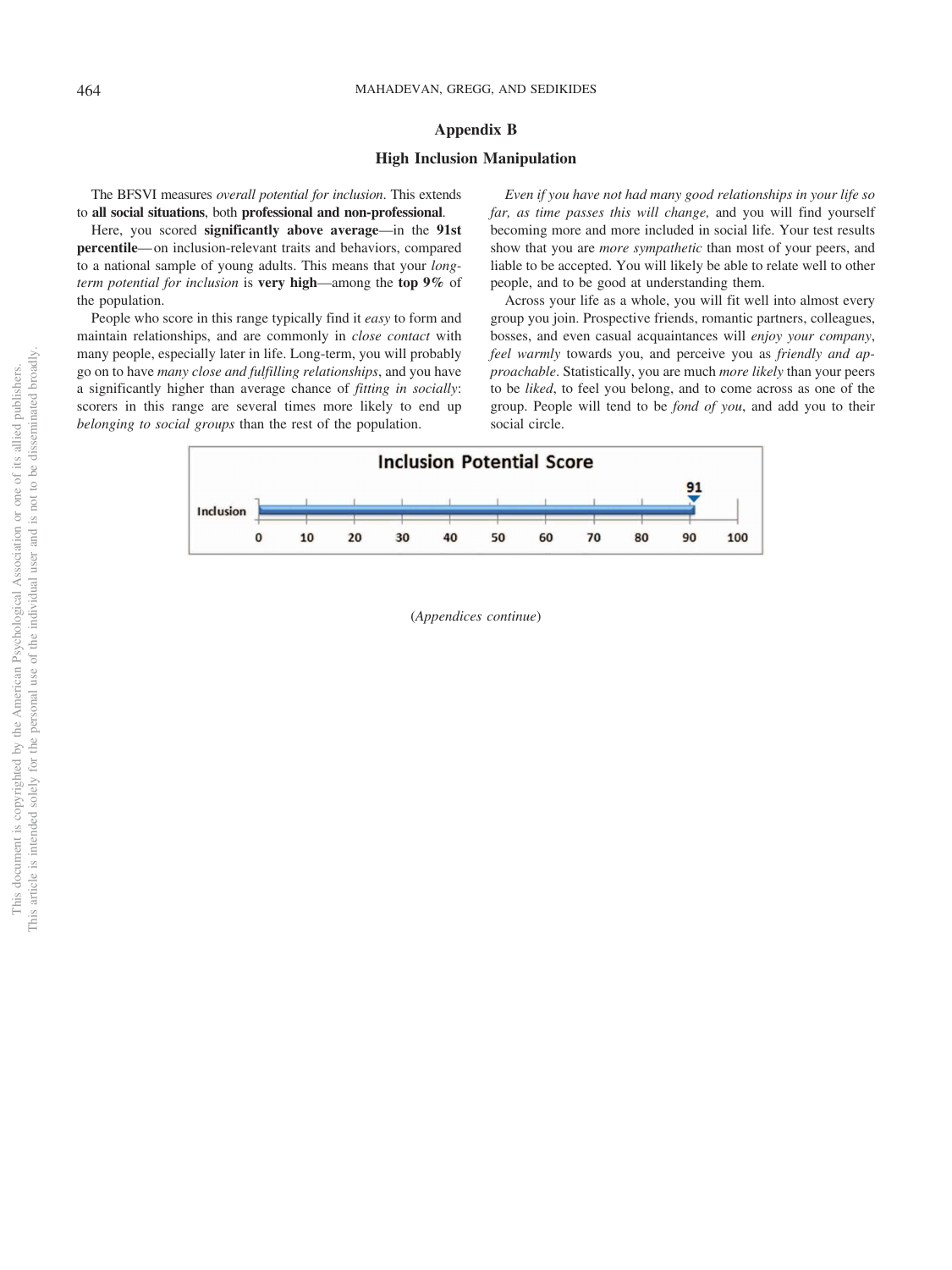## Appendix B

### High Inclusion Manipulation

The BFSVI measures *overall potential for inclusion*. This extends to **all social situations**, both **professional and non-professional**.

Here, you scored **significantly above average**—in the **91st percentile**—on inclusion-relevant traits and behaviors, compared to a national sample of young adults. This means that your *long-term potential for inclusion* is **very high**—among the **top 9%** of the population.

People who score in this range typically find it *easy* to form and maintain relationships, and are commonly in *close contact* with many people, especially later in life. Long-term, you will probably go on to have *many close and fulfilling relationships*, and you have a significantly higher than average chance of *fitting in socially*: scorers in this range are several times more likely to end up *belonging to social groups* than the rest of the population.

*Even if you have not had many good relationships in your life so far, as time passes this will change,* and you will find yourself becoming more and more included in social life. Your test results show that you are *more sympathetic* than most of your peers, and liable to be accepted. You will likely be able to relate well to other people, and to be good at understanding them.

Across your life as a whole, you will fit well into almost every group you join. Prospective friends, romantic partners, colleagues, bosses, and even casual acquaintances will *enjoy your company*, *feel warmly* towards you, and perceive you as *friendly and approachable*. Statistically, you are much *more likely* than your peers to be *liked*, to feel you belong, and to come across as one of the group. People will tend to be *fond of you*, and add you to their social circle.

**Inclusion Potential Score**

Inclusion: 91 (scale 0 10 20 30 40 50 60 70 80 90 100)

(*Appendices continue*)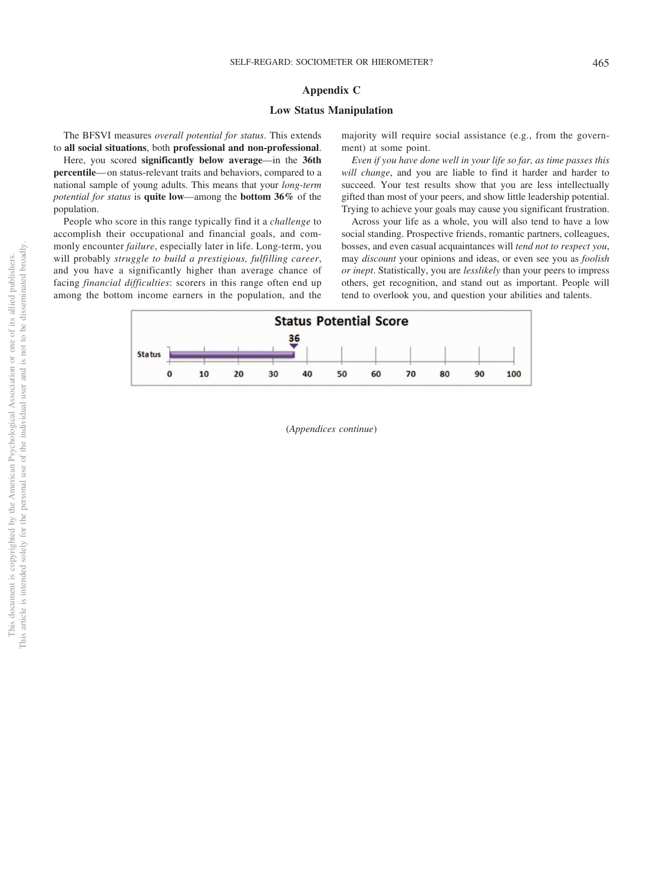## Appendix C

### Low Status Manipulation

The BFSVI measures *overall potential for status*. This extends to **all social situations**, both **professional and non-professional**.

Here, you scored **significantly below average**—in the **36th percentile**—on status-relevant traits and behaviors, compared to a national sample of young adults. This means that your *long-term potential for status* is **quite low**—among the **bottom 36%** of the population.

People who score in this range typically find it a *challenge* to accomplish their occupational and financial goals, and commonly encounter *failure*, especially later in life. Long-term, you will probably *struggle to build a prestigious, fulfilling career*, and you have a significantly higher than average chance of facing *financial difficulties*: scorers in this range often end up among the bottom income earners in the population, and the majority will require social assistance (e.g., from the government) at some point.

*Even if you have done well in your life so far, as time passes this will change*, and you are liable to find it harder and harder to succeed. Your test results show that you are less intellectually gifted than most of your peers, and show little leadership potential. Trying to achieve your goals may cause you significant frustration.

Across your life as a whole, you will also tend to have a low social standing. Prospective friends, romantic partners, colleagues, bosses, and even casual acquaintances will *tend not to respect you*, may *discount* your opinions and ideas, or even see you as *foolish or inept*. Statistically, you are *lesslikely* than your peers to impress others, get recognition, and stand out as important. People will tend to overlook you, and question your abilities and talents.

**Status Potential Score**

Status: 36 (scale 0–100: 0, 10, 20, 30, 40, 50, 60, 70, 80, 90, 100)

(*Appendices continue*)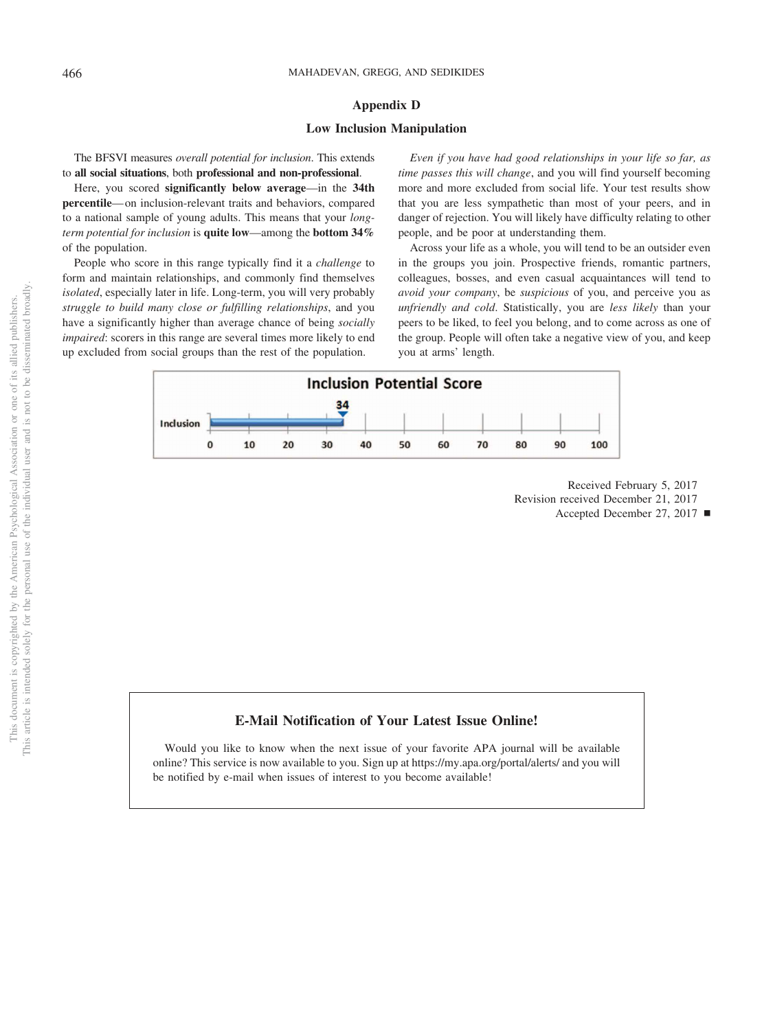## Appendix D

### Low Inclusion Manipulation

The BFSVI measures *overall potential for inclusion*. This extends to **all social situations**, both **professional and non-professional**.

Here, you scored **significantly below average**—in the **34th percentile**—on inclusion-relevant traits and behaviors, compared to a national sample of young adults. This means that your *long-term potential for inclusion* is **quite low**—among the **bottom 34%** of the population.

People who score in this range typically find it a *challenge* to form and maintain relationships, and commonly find themselves *isolated*, especially later in life. Long-term, you will very probably *struggle to build many close or fulfilling relationships*, and you have a significantly higher than average chance of being *socially impaired*: scorers in this range are several times more likely to end up excluded from social groups than the rest of the population.

*Even if you have had good relationships in your life so far, as time passes this will change*, and you will find yourself becoming more and more excluded from social life. Your test results show that you are less sympathetic than most of your peers, and in danger of rejection. You will likely have difficulty relating to other people, and be poor at understanding them.

Across your life as a whole, you will tend to be an outsider even in the groups you join. Prospective friends, romantic partners, colleagues, bosses, and even casual acquaintances will tend to *avoid your company*, be *suspicious* of you, and perceive you as *unfriendly and cold*. Statistically, you are *less likely* than your peers to be liked, to feel you belong, and to come across as one of the group. People will often take a negative view of you, and keep you at arms' length.

Inclusion Potential Score

34

Inclusion

0 10 20 30 40 50 60 70 80 90 100

Received February 5, 2017
Revision received December 21, 2017
Accepted December 27, 2017 ■

**E-Mail Notification of Your Latest Issue Online!**

Would you like to know when the next issue of your favorite APA journal will be available online? This service is now available to you. Sign up at https://my.apa.org/portal/alerts/ and you will be notified by e-mail when issues of interest to you become available!